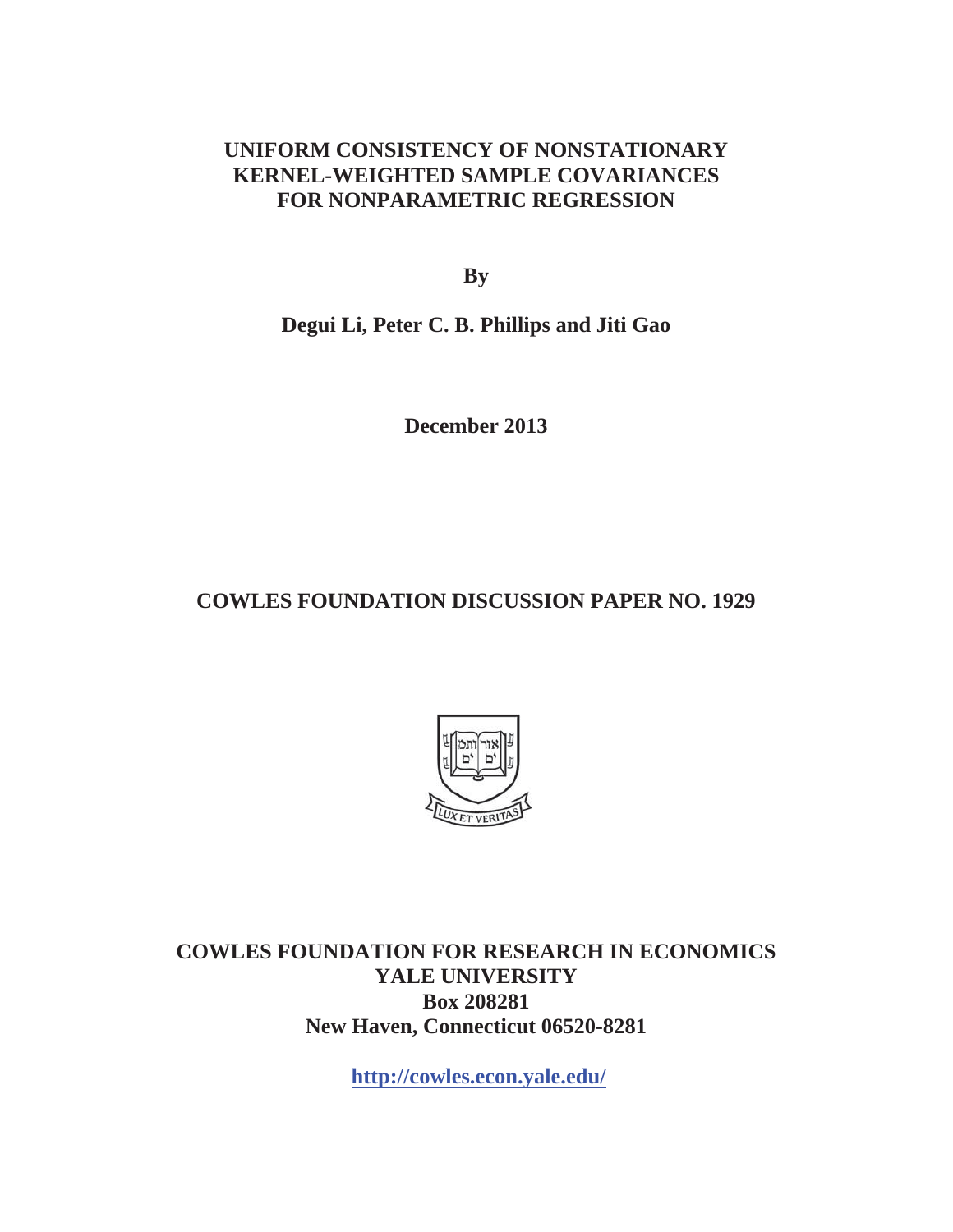# UNIFORM CONSISTENCY OF NONSTATIONARY KERNEL-WEIGHTED SAMPLE COVARIANCES FOR NONPARAMETRIC REGRESSION

**By**

**Degui Li, Peter C. B. Phillips and Jiti Gao**

**December 2013**

## COWLES FOUNDATION DISCUSSION PAPER NO. 1929

**COWLES FOUNDATION FOR RESEARCH IN ECONOMICS**
**YALE UNIVERSITY**
**Box 208281**
**New Haven, Connecticut 06520-8281**

**http://cowles.econ.yale.edu/**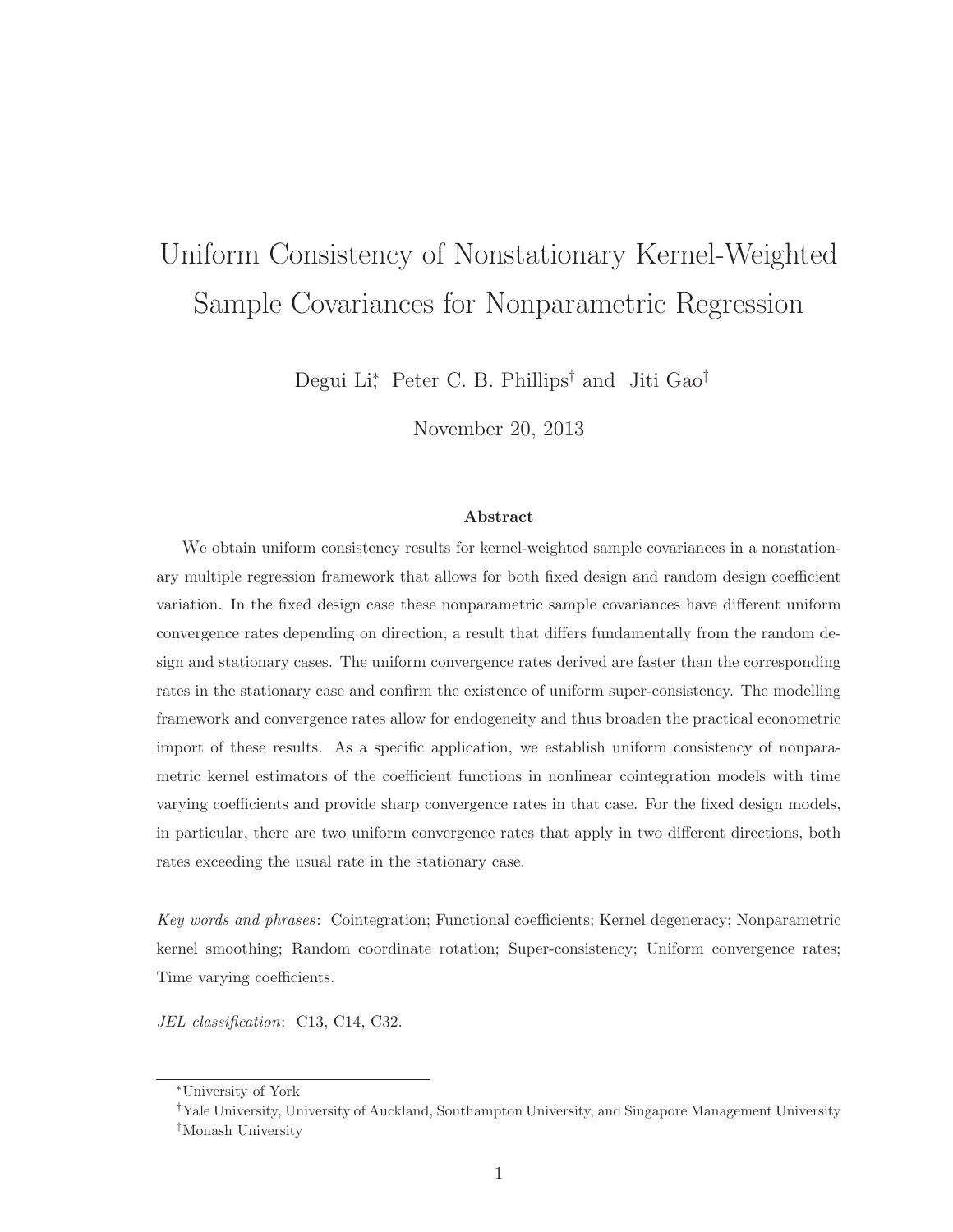# Uniform Consistency of Nonstationary Kernel-Weighted Sample Covariances for Nonparametric Regression

Degui Li[*], Peter C. B. Phillips[†] and Jiti Gao[‡]

November 20, 2013

### Abstract

We obtain uniform consistency results for kernel-weighted sample covariances in a nonstationary multiple regression framework that allows for both fixed design and random design coefficient variation. In the fixed design case these nonparametric sample covariances have different uniform convergence rates depending on direction, a result that differs fundamentally from the random design and stationary cases. The uniform convergence rates derived are faster than the corresponding rates in the stationary case and confirm the existence of uniform super-consistency. The modelling framework and convergence rates allow for endogeneity and thus broaden the practical econometric import of these results. As a specific application, we establish uniform consistency of nonparametric kernel estimators of the coefficient functions in nonlinear cointegration models with time varying coefficients and provide sharp convergence rates in that case. For the fixed design models, in particular, there are two uniform convergence rates that apply in two different directions, both rates exceeding the usual rate in the stationary case.

*Key words and phrases*: Cointegration; Functional coefficients; Kernel degeneracy; Nonparametric kernel smoothing; Random coordinate rotation; Super-consistency; Uniform convergence rates; Time varying coefficients.

*JEL classification*: C13, C14, C32.

---

[*] University of York

[†] Yale University, University of Auckland, Southampton University, and Singapore Management University

[‡] Monash University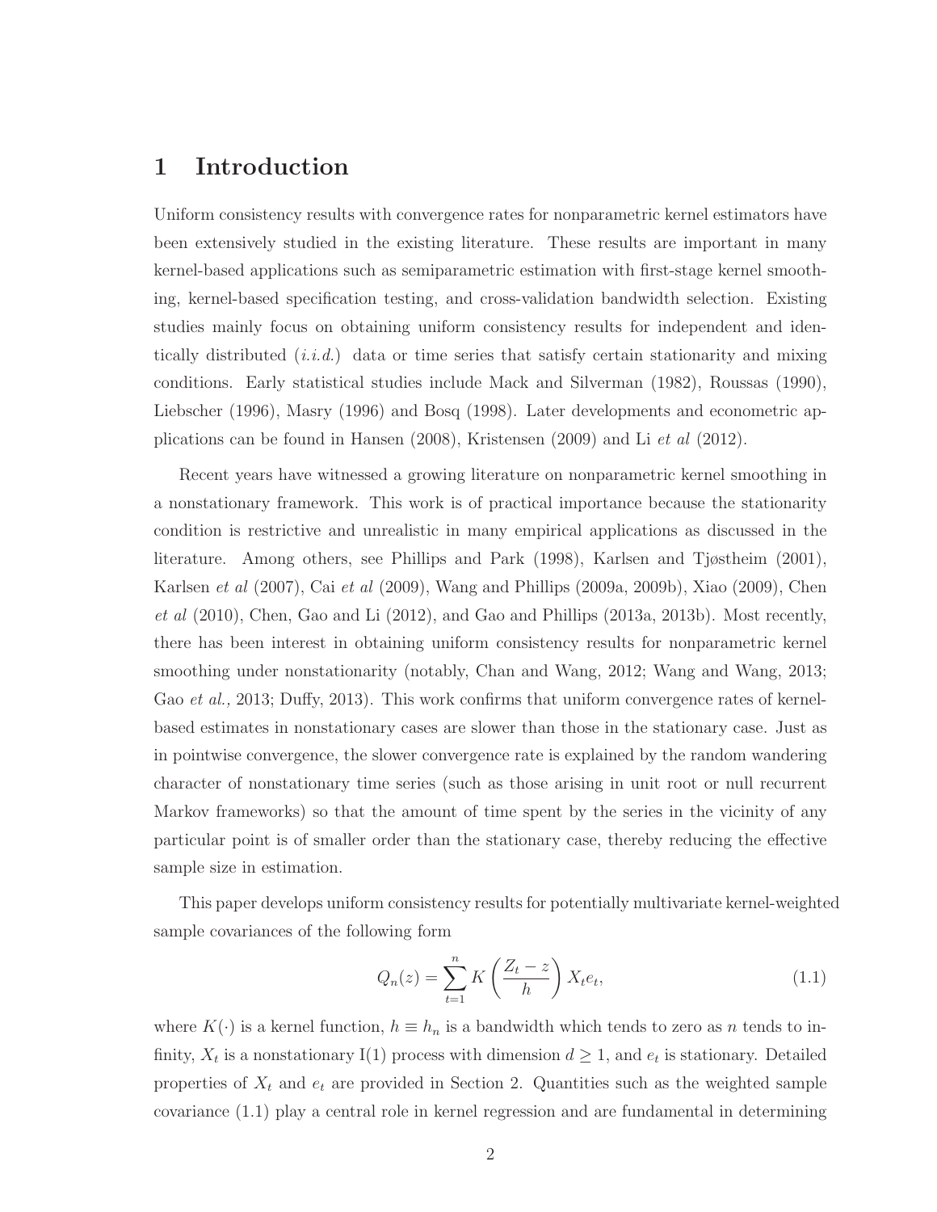# 1 Introduction

Uniform consistency results with convergence rates for nonparametric kernel estimators have been extensively studied in the existing literature. These results are important in many kernel-based applications such as semiparametric estimation with first-stage kernel smoothing, kernel-based specification testing, and cross-validation bandwidth selection. Existing studies mainly focus on obtaining uniform consistency results for independent and identically distributed (*i.i.d.*) data or time series that satisfy certain stationarity and mixing conditions. Early statistical studies include Mack and Silverman (1982), Roussas (1990), Liebscher (1996), Masry (1996) and Bosq (1998). Later developments and econometric applications can be found in Hansen (2008), Kristensen (2009) and Li *et al* (2012).

Recent years have witnessed a growing literature on nonparametric kernel smoothing in a nonstationary framework. This work is of practical importance because the stationarity condition is restrictive and unrealistic in many empirical applications as discussed in the literature. Among others, see Phillips and Park (1998), Karlsen and Tjøstheim (2001), Karlsen *et al* (2007), Cai *et al* (2009), Wang and Phillips (2009a, 2009b), Xiao (2009), Chen *et al* (2010), Chen, Gao and Li (2012), and Gao and Phillips (2013a, 2013b). Most recently, there has been interest in obtaining uniform consistency results for nonparametric kernel smoothing under nonstationarity (notably, Chan and Wang, 2012; Wang and Wang, 2013; Gao *et al.,* 2013; Duffy, 2013). This work confirms that uniform convergence rates of kernel-based estimates in nonstationary cases are slower than those in the stationary case. Just as in pointwise convergence, the slower convergence rate is explained by the random wandering character of nonstationary time series (such as those arising in unit root or null recurrent Markov frameworks) so that the amount of time spent by the series in the vicinity of any particular point is of smaller order than the stationary case, thereby reducing the effective sample size in estimation.

This paper develops uniform consistency results for potentially multivariate kernel-weighted sample covariances of the following form

$$Q_n(z) = \sum_{t=1}^{n} K\left(\frac{Z_t - z}{h}\right) X_t e_t, \tag{1.1}$$

where $K(\cdot)$ is a kernel function, $h \equiv h_n$ is a bandwidth which tends to zero as $n$ tends to infinity, $X_t$ is a nonstationary I(1) process with dimension $d \geq 1$, and $e_t$ is stationary. Detailed properties of $X_t$ and $e_t$ are provided in Section 2. Quantities such as the weighted sample covariance (1.1) play a central role in kernel regression and are fundamental in determining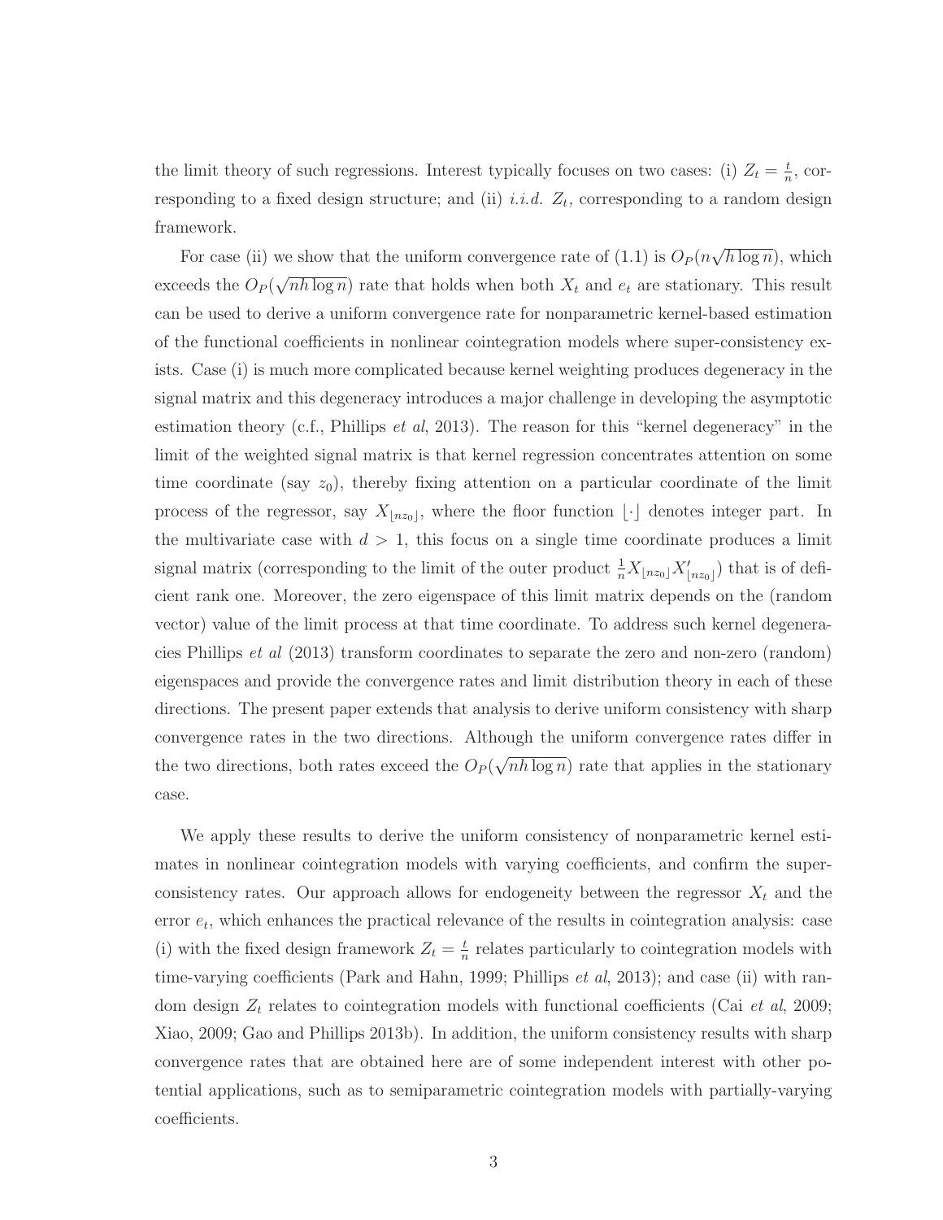the limit theory of such regressions. Interest typically focuses on two cases: (i) $Z_t = \frac{t}{n}$, corresponding to a fixed design structure; and (ii) *i.i.d.* $Z_t$, corresponding to a random design framework.

For case (ii) we show that the uniform convergence rate of (1.1) is $O_P(n\sqrt{h \log n})$, which exceeds the $O_P(\sqrt{nh \log n})$ rate that holds when both $X_t$ and $e_t$ are stationary. This result can be used to derive a uniform convergence rate for nonparametric kernel-based estimation of the functional coefficients in nonlinear cointegration models where super-consistency exists. Case (i) is much more complicated because kernel weighting produces degeneracy in the signal matrix and this degeneracy introduces a major challenge in developing the asymptotic estimation theory (c.f., Phillips *et al*, 2013). The reason for this "kernel degeneracy" in the limit of the weighted signal matrix is that kernel regression concentrates attention on some time coordinate (say $z_0$), thereby fixing attention on a particular coordinate of the limit process of the regressor, say $X_{\lfloor nz_0 \rfloor}$, where the floor function $\lfloor \cdot \rfloor$ denotes integer part. In the multivariate case with $d > 1$, this focus on a single time coordinate produces a limit signal matrix (corresponding to the limit of the outer product $\frac{1}{n} X_{\lfloor nz_0 \rfloor} X'_{\lfloor nz_0 \rfloor}$) that is of deficient rank one. Moreover, the zero eigenspace of this limit matrix depends on the (random vector) value of the limit process at that time coordinate. To address such kernel degeneracies Phillips *et al* (2013) transform coordinates to separate the zero and non-zero (random) eigenspaces and provide the convergence rates and limit distribution theory in each of these directions. The present paper extends that analysis to derive uniform consistency with sharp convergence rates in the two directions. Although the uniform convergence rates differ in the two directions, both rates exceed the $O_P(\sqrt{nh \log n})$ rate that applies in the stationary case.

We apply these results to derive the uniform consistency of nonparametric kernel estimates in nonlinear cointegration models with varying coefficients, and confirm the super-consistency rates. Our approach allows for endogeneity between the regressor $X_t$ and the error $e_t$, which enhances the practical relevance of the results in cointegration analysis: case (i) with the fixed design framework $Z_t = \frac{t}{n}$ relates particularly to cointegration models with time-varying coefficients (Park and Hahn, 1999; Phillips *et al*, 2013); and case (ii) with random design $Z_t$ relates to cointegration models with functional coefficients (Cai *et al*, 2009; Xiao, 2009; Gao and Phillips 2013b). In addition, the uniform consistency results with sharp convergence rates that are obtained here are of some independent interest with other potential applications, such as to semiparametric cointegration models with partially-varying coefficients.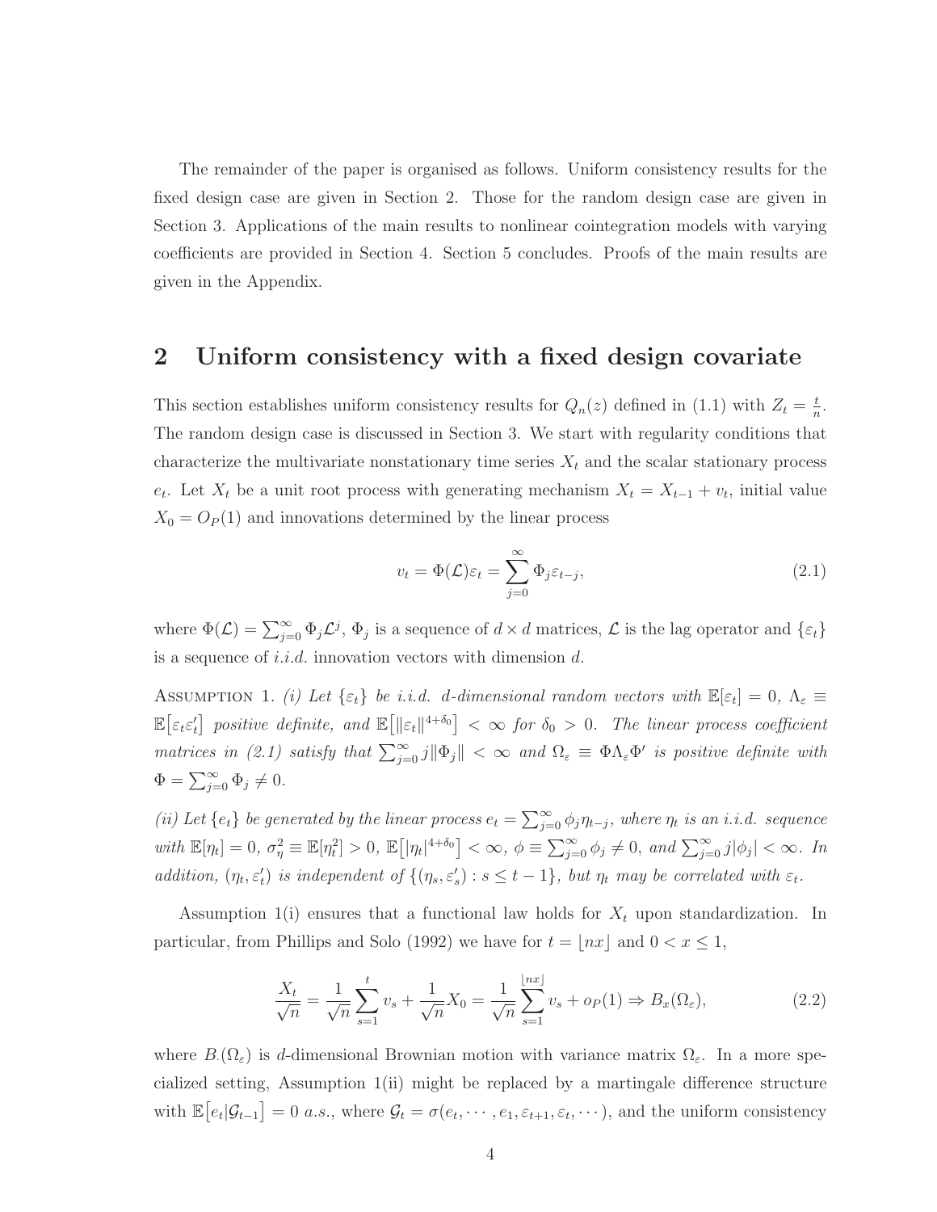The remainder of the paper is organised as follows. Uniform consistency results for the fixed design case are given in Section 2. Those for the random design case are given in Section 3. Applications of the main results to nonlinear cointegration models with varying coefficients are provided in Section 4. Section 5 concludes. Proofs of the main results are given in the Appendix.

## 2 Uniform consistency with a fixed design covariate

This section establishes uniform consistency results for $Q_n(z)$ defined in (1.1) with $Z_t = \frac{t}{n}$. The random design case is discussed in Section 3. We start with regularity conditions that characterize the multivariate nonstationary time series $X_t$ and the scalar stationary process $e_t$. Let $X_t$ be a unit root process with generating mechanism $X_t = X_{t-1} + v_t$, initial value $X_0 = O_P(1)$ and innovations determined by the linear process

$$v_t = \Phi(\mathcal{L})\varepsilon_t = \sum_{j=0}^{\infty} \Phi_j \varepsilon_{t-j}, \tag{2.1}$$

where $\Phi(\mathcal{L}) = \sum_{j=0}^{\infty} \Phi_j \mathcal{L}^j$, $\Phi_j$ is a sequence of $d \times d$ matrices, $\mathcal{L}$ is the lag operator and $\{\varepsilon_t\}$ is a sequence of *i.i.d.* innovation vectors with dimension $d$.

Assumption 1. *(i) Let $\{\varepsilon_t\}$ be i.i.d. $d$-dimensional random vectors with $\mathbb{E}[\varepsilon_t] = 0$, $\Lambda_\varepsilon \equiv \mathbb{E}\big[\varepsilon_t \varepsilon_t'\big]$ positive definite, and $\mathbb{E}\big[\|\varepsilon_t\|^{4+\delta_0}\big] < \infty$ for $\delta_0 > 0$. The linear process coefficient matrices in (2.1) satisfy that $\sum_{j=0}^{\infty} j\|\Phi_j\| < \infty$ and $\Omega_\varepsilon \equiv \Phi \Lambda_\varepsilon \Phi'$ is positive definite with $\Phi = \sum_{j=0}^{\infty} \Phi_j \neq 0$.*

*(ii) Let $\{e_t\}$ be generated by the linear process $e_t = \sum_{j=0}^{\infty} \phi_j \eta_{t-j}$, where $\eta_t$ is an i.i.d. sequence with $\mathbb{E}[\eta_t] = 0$, $\sigma_\eta^2 \equiv \mathbb{E}[\eta_t^2] > 0$, $\mathbb{E}\big[|\eta_t|^{4+\delta_0}\big] < \infty$, $\phi \equiv \sum_{j=0}^{\infty} \phi_j \neq 0$, and $\sum_{j=0}^{\infty} j|\phi_j| < \infty$. In addition, $(\eta_t, \varepsilon_t')$ is independent of $\{(\eta_s, \varepsilon_s') : s \leq t-1\}$, but $\eta_t$ may be correlated with $\varepsilon_t$.*

Assumption 1(i) ensures that a functional law holds for $X_t$ upon standardization. In particular, from Phillips and Solo (1992) we have for $t = \lfloor nx \rfloor$ and $0 < x \leq 1$,

$$\frac{X_t}{\sqrt{n}} = \frac{1}{\sqrt{n}} \sum_{s=1}^{t} v_s + \frac{1}{\sqrt{n}} X_0 = \frac{1}{\sqrt{n}} \sum_{s=1}^{\lfloor nx \rfloor} v_s + o_P(1) \Rightarrow B_x(\Omega_\varepsilon), \tag{2.2}$$

where $B_\cdot(\Omega_\varepsilon)$ is $d$-dimensional Brownian motion with variance matrix $\Omega_\varepsilon$. In a more specialized setting, Assumption 1(ii) might be replaced by a martingale difference structure with $\mathbb{E}\big[e_t | \mathcal{G}_{t-1}\big] = 0$ *a.s.*, where $\mathcal{G}_t = \sigma(e_t, \cdots, e_1, \varepsilon_{t+1}, \varepsilon_t, \cdots)$, and the uniform consistency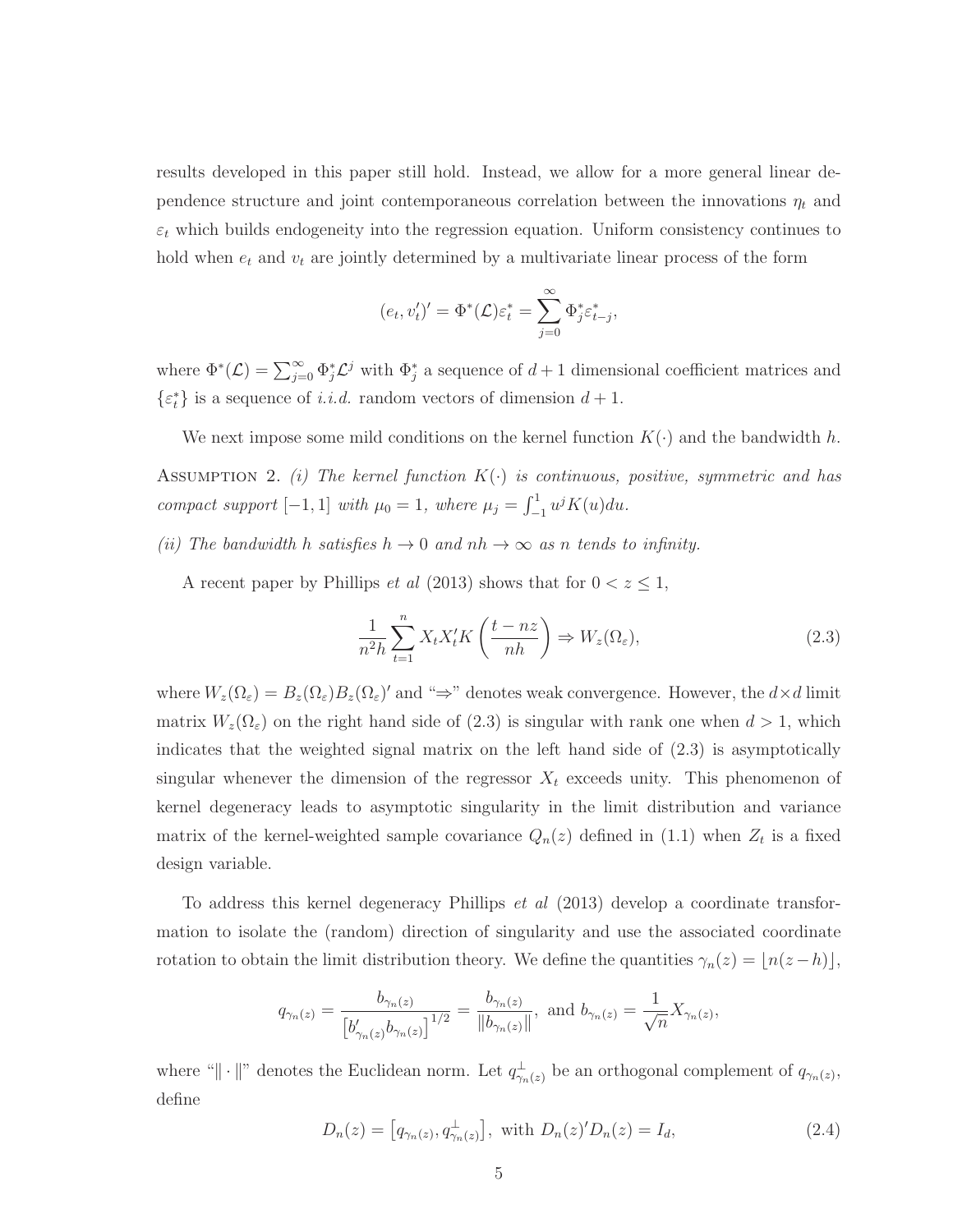results developed in this paper still hold. Instead, we allow for a more general linear dependence structure and joint contemporaneous correlation between the innovations $\eta_t$ and $\varepsilon_t$ which builds endogeneity into the regression equation. Uniform consistency continues to hold when $e_t$ and $v_t$ are jointly determined by a multivariate linear process of the form

$$(e_t, v_t')' = \Phi^*(\mathcal{L})\varepsilon_t^* = \sum_{j=0}^{\infty} \Phi_j^* \varepsilon_{t-j}^*,$$

where $\Phi^*(\mathcal{L}) = \sum_{j=0}^{\infty} \Phi_j^* \mathcal{L}^j$ with $\Phi_j^*$ a sequence of $d+1$ dimensional coefficient matrices and $\{\varepsilon_t^*\}$ is a sequence of *i.i.d.* random vectors of dimension $d+1$.

We next impose some mild conditions on the kernel function $K(\cdot)$ and the bandwidth $h$.

Assumption 2. *(i) The kernel function $K(\cdot)$ is continuous, positive, symmetric and has compact support $[-1, 1]$ with $\mu_0 = 1$, where $\mu_j = \int_{-1}^{1} u^j K(u) du$.*

*(ii) The bandwidth $h$ satisfies $h \to 0$ and $nh \to \infty$ as $n$ tends to infinity.*

A recent paper by Phillips *et al* (2013) shows that for $0 < z \leq 1$,

$$\frac{1}{n^2 h} \sum_{t=1}^{n} X_t X_t' K\left(\frac{t - nz}{nh}\right) \Rightarrow W_z(\Omega_\varepsilon), \tag{2.3}$$

where $W_z(\Omega_\varepsilon) = B_z(\Omega_\varepsilon) B_z(\Omega_\varepsilon)'$ and "$\Rightarrow$" denotes weak convergence. However, the $d \times d$ limit matrix $W_z(\Omega_\varepsilon)$ on the right hand side of (2.3) is singular with rank one when $d > 1$, which indicates that the weighted signal matrix on the left hand side of (2.3) is asymptotically singular whenever the dimension of the regressor $X_t$ exceeds unity. This phenomenon of kernel degeneracy leads to asymptotic singularity in the limit distribution and variance matrix of the kernel-weighted sample covariance $Q_n(z)$ defined in (1.1) when $Z_t$ is a fixed design variable.

To address this kernel degeneracy Phillips *et al* (2013) develop a coordinate transformation to isolate the (random) direction of singularity and use the associated coordinate rotation to obtain the limit distribution theory. We define the quantities $\gamma_n(z) = \lfloor n(z - h) \rfloor$,

$$q_{\gamma_n(z)} = \frac{b_{\gamma_n(z)}}{\left[b_{\gamma_n(z)}' b_{\gamma_n(z)}\right]^{1/2}} = \frac{b_{\gamma_n(z)}}{\|b_{\gamma_n(z)}\|}, \text{ and } b_{\gamma_n(z)} = \frac{1}{\sqrt{n}} X_{\gamma_n(z)},$$

where "$\|\cdot\|$" denotes the Euclidean norm. Let $q_{\gamma_n(z)}^{\perp}$ be an orthogonal complement of $q_{\gamma_n(z)}$, define

$$D_n(z) = \left[q_{\gamma_n(z)}, q_{\gamma_n(z)}^{\perp}\right], \text{ with } D_n(z)' D_n(z) = I_d, \tag{2.4}$$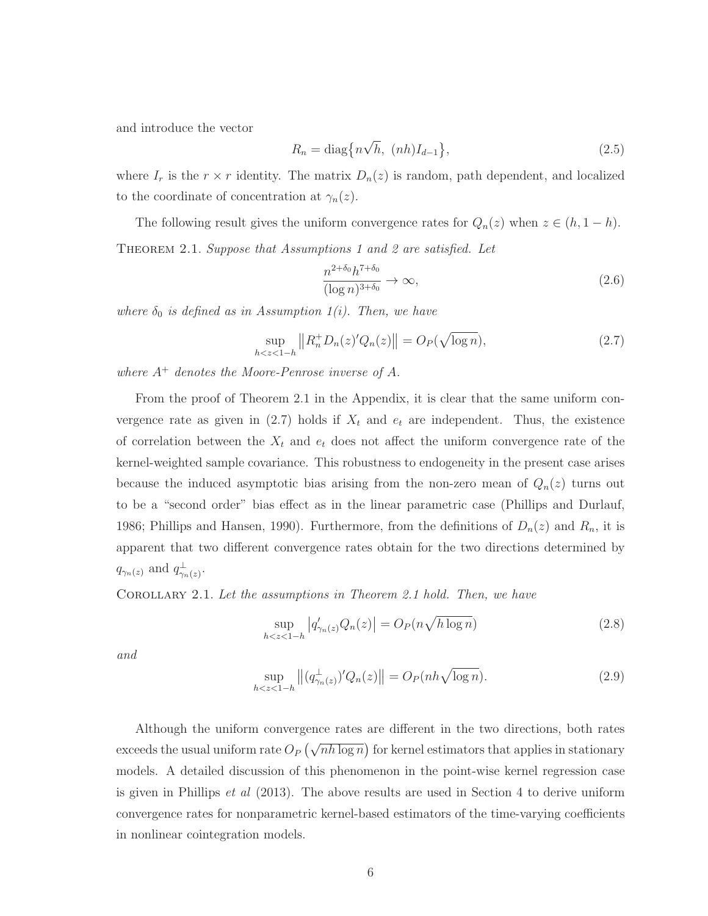and introduce the vector

$$R_n = \operatorname{diag}\{n\sqrt{h},\ (nh)I_{d-1}\}, \tag{2.5}$$

where $I_r$ is the $r \times r$ identity. The matrix $D_n(z)$ is random, path dependent, and localized to the coordinate of concentration at $\gamma_n(z)$.

The following result gives the uniform convergence rates for $Q_n(z)$ when $z \in (h, 1-h)$.

THEOREM 2.1. *Suppose that Assumptions 1 and 2 are satisfied. Let*

$$\frac{n^{2+\delta_0} h^{7+\delta_0}}{(\log n)^{3+\delta_0}} \to \infty, \tag{2.6}$$

*where $\delta_0$ is defined as in Assumption 1(i). Then, we have*

$$\sup_{h<z<1-h} \left\| R_n^+ D_n(z)' Q_n(z) \right\| = O_P(\sqrt{\log n}), \tag{2.7}$$

*where $A^+$ denotes the Moore-Penrose inverse of $A$.*

From the proof of Theorem 2.1 in the Appendix, it is clear that the same uniform convergence rate as given in (2.7) holds if $X_t$ and $e_t$ are independent. Thus, the existence of correlation between the $X_t$ and $e_t$ does not affect the uniform convergence rate of the kernel-weighted sample covariance. This robustness to endogeneity in the present case arises because the induced asymptotic bias arising from the non-zero mean of $Q_n(z)$ turns out to be a "second order" bias effect as in the linear parametric case (Phillips and Durlauf, 1986; Phillips and Hansen, 1990). Furthermore, from the definitions of $D_n(z)$ and $R_n$, it is apparent that two different convergence rates obtain for the two directions determined by $q_{\gamma_n(z)}$ and $q_{\gamma_n(z)}^{\perp}$.

COROLLARY 2.1. *Let the assumptions in Theorem 2.1 hold. Then, we have*

$$\sup_{h<z<1-h} \left| q_{\gamma_n(z)}' Q_n(z) \right| = O_P(n\sqrt{h \log n}) \tag{2.8}$$

*and*

$$\sup_{h<z<1-h} \left\| (q_{\gamma_n(z)}^{\perp})' Q_n(z) \right\| = O_P(nh\sqrt{\log n}). \tag{2.9}$$

Although the uniform convergence rates are different in the two directions, both rates exceeds the usual uniform rate $O_P\left(\sqrt{nh \log n}\right)$ for kernel estimators that applies in stationary models. A detailed discussion of this phenomenon in the point-wise kernel regression case is given in Phillips *et al* (2013). The above results are used in Section 4 to derive uniform convergence rates for nonparametric kernel-based estimators of the time-varying coefficients in nonlinear cointegration models.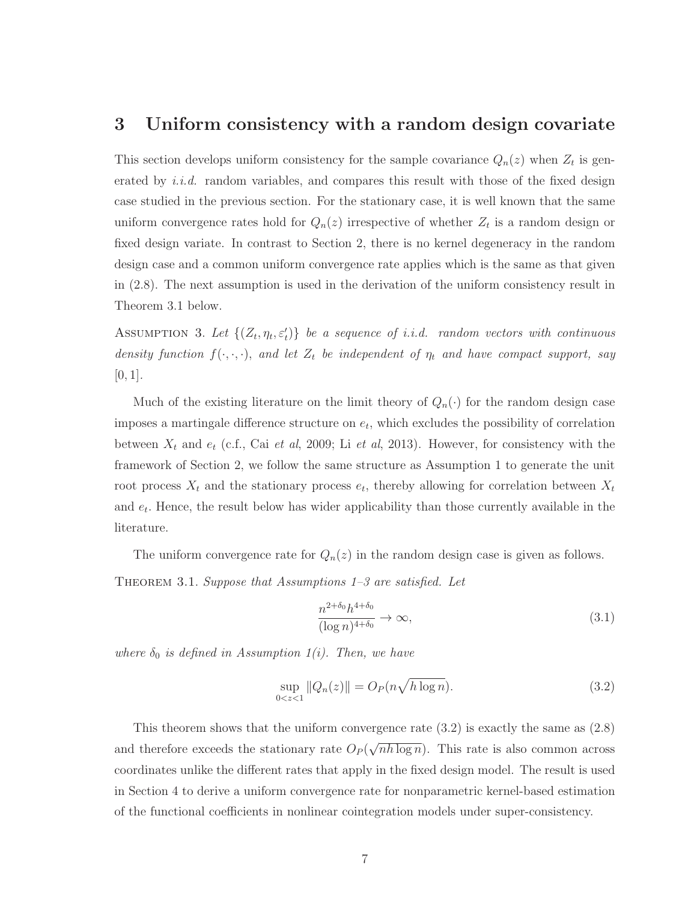## 3 Uniform consistency with a random design covariate

This section develops uniform consistency for the sample covariance $Q_n(z)$ when $Z_t$ is generated by *i.i.d.* random variables, and compares this result with those of the fixed design case studied in the previous section. For the stationary case, it is well known that the same uniform convergence rates hold for $Q_n(z)$ irrespective of whether $Z_t$ is a random design or fixed design variate. In contrast to Section 2, there is no kernel degeneracy in the random design case and a common uniform convergence rate applies which is the same as that given in (2.8). The next assumption is used in the derivation of the uniform consistency result in Theorem 3.1 below.

Assumption 3. *Let $\{(Z_t, \eta_t, \varepsilon_t')\}$ be a sequence of i.i.d. random vectors with continuous density function $f(\cdot,\cdot,\cdot)$, and let $Z_t$ be independent of $\eta_t$ and have compact support, say $[0, 1]$.*

Much of the existing literature on the limit theory of $Q_n(\cdot)$ for the random design case imposes a martingale difference structure on $e_t$, which excludes the possibility of correlation between $X_t$ and $e_t$ (c.f., Cai *et al*, 2009; Li *et al*, 2013). However, for consistency with the framework of Section 2, we follow the same structure as Assumption 1 to generate the unit root process $X_t$ and the stationary process $e_t$, thereby allowing for correlation between $X_t$ and $e_t$. Hence, the result below has wider applicability than those currently available in the literature.

The uniform convergence rate for $Q_n(z)$ in the random design case is given as follows.

Theorem 3.1. *Suppose that Assumptions 1–3 are satisfied. Let*

$$\frac{n^{2+\delta_0} h^{4+\delta_0}}{(\log n)^{4+\delta_0}} \to \infty, \tag{3.1}$$

*where $\delta_0$ is defined in Assumption 1(i). Then, we have*

$$\sup_{0<z<1} \|Q_n(z)\| = O_P(n\sqrt{h \log n}). \tag{3.2}$$

This theorem shows that the uniform convergence rate (3.2) is exactly the same as (2.8) and therefore exceeds the stationary rate $O_P(\sqrt{nh \log n})$. This rate is also common across coordinates unlike the different rates that apply in the fixed design model. The result is used in Section 4 to derive a uniform convergence rate for nonparametric kernel-based estimation of the functional coefficients in nonlinear cointegration models under super-consistency.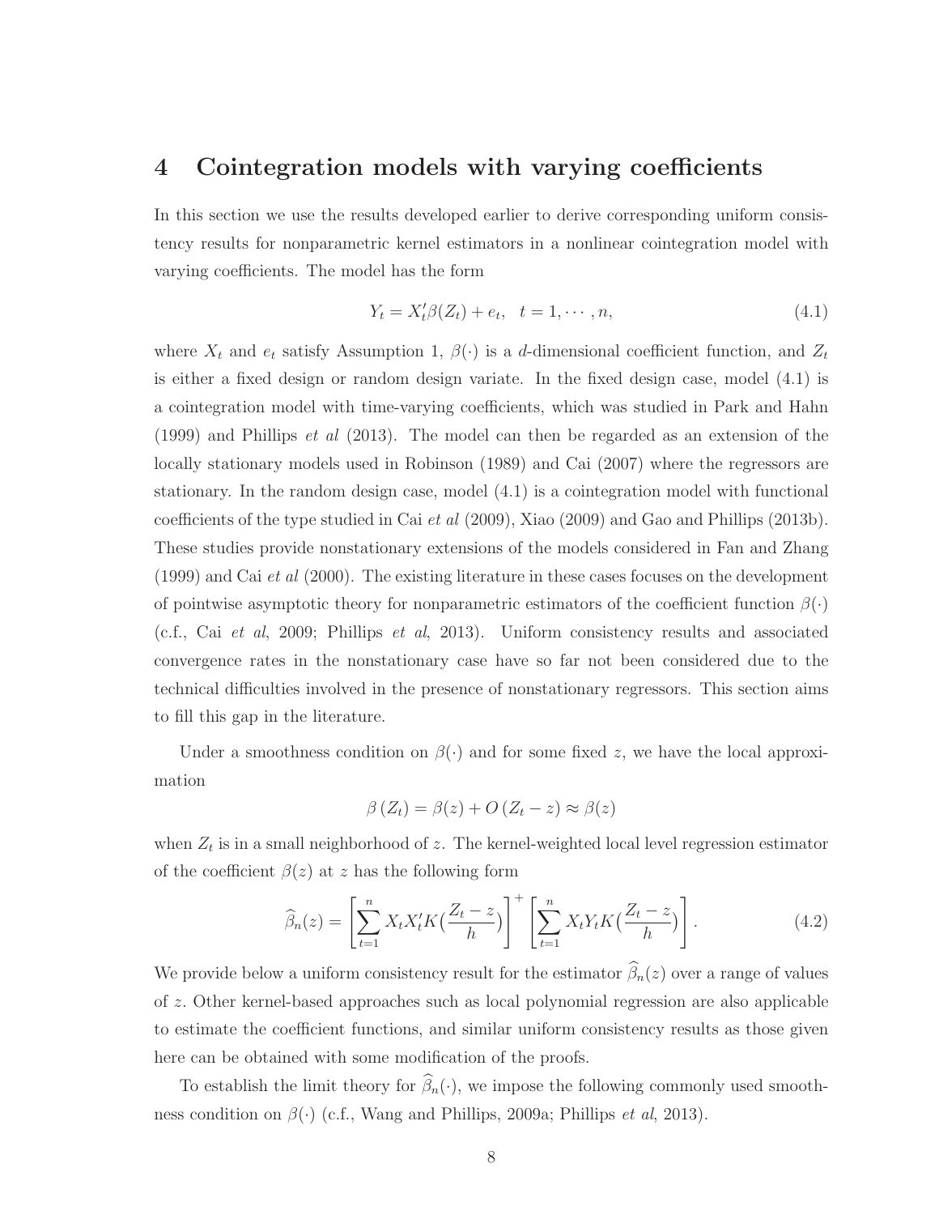# 4 Cointegration models with varying coefficients

In this section we use the results developed earlier to derive corresponding uniform consistency results for nonparametric kernel estimators in a nonlinear cointegration model with varying coefficients. The model has the form

$$Y_t = X_t' \beta(Z_t) + e_t, \quad t = 1, \cdots, n, \tag{4.1}$$

where $X_t$ and $e_t$ satisfy Assumption 1, $\beta(\cdot)$ is a $d$-dimensional coefficient function, and $Z_t$ is either a fixed design or random design variate. In the fixed design case, model (4.1) is a cointegration model with time-varying coefficients, which was studied in Park and Hahn (1999) and Phillips *et al* (2013). The model can then be regarded as an extension of the locally stationary models used in Robinson (1989) and Cai (2007) where the regressors are stationary. In the random design case, model (4.1) is a cointegration model with functional coefficients of the type studied in Cai *et al* (2009), Xiao (2009) and Gao and Phillips (2013b). These studies provide nonstationary extensions of the models considered in Fan and Zhang (1999) and Cai *et al* (2000). The existing literature in these cases focuses on the development of pointwise asymptotic theory for nonparametric estimators of the coefficient function $\beta(\cdot)$ (c.f., Cai *et al*, 2009; Phillips *et al*, 2013). Uniform consistency results and associated convergence rates in the nonstationary case have so far not been considered due to the technical difficulties involved in the presence of nonstationary regressors. This section aims to fill this gap in the literature.

Under a smoothness condition on $\beta(\cdot)$ and for some fixed $z$, we have the local approximation

$$\beta(Z_t) = \beta(z) + O(Z_t - z) \approx \beta(z)$$

when $Z_t$ is in a small neighborhood of $z$. The kernel-weighted local level regression estimator of the coefficient $\beta(z)$ at $z$ has the following form

$$\widehat{\beta}_n(z) = \left[ \sum_{t=1}^{n} X_t X_t' K\big(\frac{Z_t - z}{h}\big) \right]^{+} \left[ \sum_{t=1}^{n} X_t Y_t K\big(\frac{Z_t - z}{h}\big) \right]. \tag{4.2}$$

We provide below a uniform consistency result for the estimator $\widehat{\beta}_n(z)$ over a range of values of $z$. Other kernel-based approaches such as local polynomial regression are also applicable to estimate the coefficient functions, and similar uniform consistency results as those given here can be obtained with some modification of the proofs.

To establish the limit theory for $\widehat{\beta}_n(\cdot)$, we impose the following commonly used smoothness condition on $\beta(\cdot)$ (c.f., Wang and Phillips, 2009a; Phillips *et al*, 2013).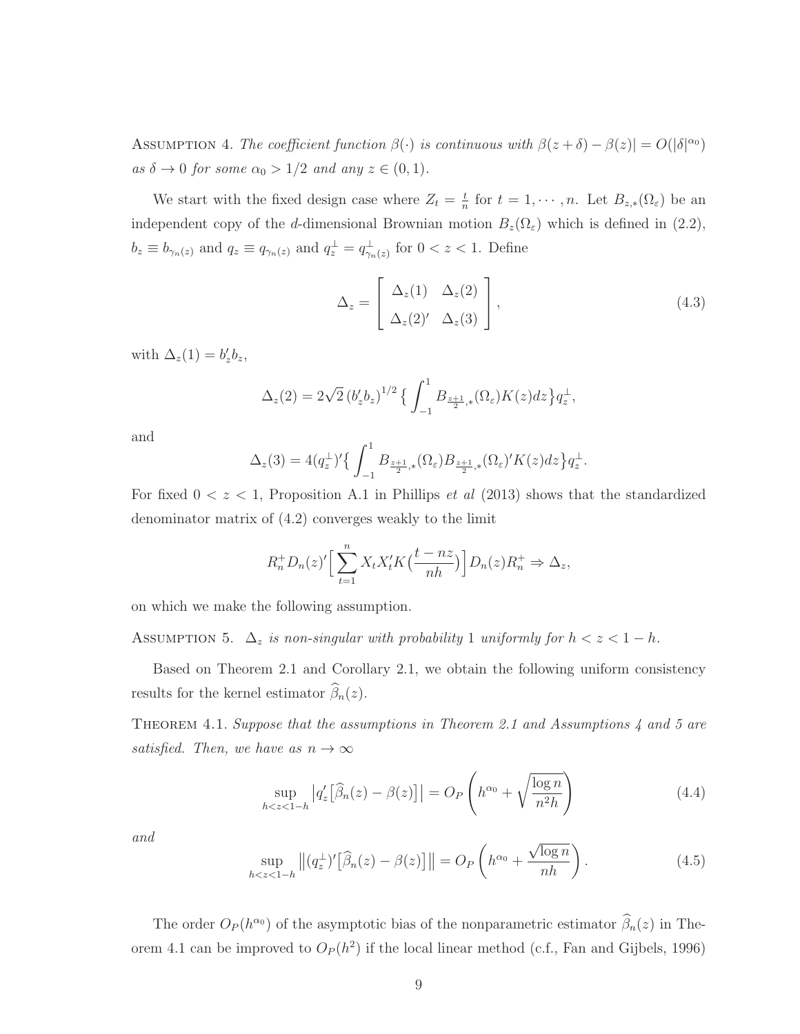Assumption 4. *The coefficient function $\beta(\cdot)$ is continuous with $\beta(z+\delta)-\beta(z)| = O(|\delta|^{\alpha_0})$ as $\delta \to 0$ for some $\alpha_0 > 1/2$ and any $z \in (0,1)$.*

We start with the fixed design case where $Z_t = \frac{t}{n}$ for $t = 1, \cdots, n$. Let $B_{z,*}(\Omega_\varepsilon)$ be an independent copy of the $d$-dimensional Brownian motion $B_z(\Omega_\varepsilon)$ which is defined in (2.2), $b_z \equiv b_{\gamma_n(z)}$ and $q_z \equiv q_{\gamma_n(z)}$ and $q_z^\perp = q_{\gamma_n(z)}^\perp$ for $0 < z < 1$. Define

$$\Delta_z = \begin{bmatrix} \Delta_z(1) & \Delta_z(2) \\ \Delta_z(2)' & \Delta_z(3) \end{bmatrix}, \tag{4.3}$$

with $\Delta_z(1) = b_z' b_z$,

$$\Delta_z(2) = 2\sqrt{2}\,(b_z' b_z)^{1/2} \big\{ \int_{-1}^{1} B_{\frac{z+1}{2},*}(\Omega_\varepsilon) K(z) dz \big\} q_z^\perp,$$

and

$$\Delta_z(3) = 4(q_z^\perp)' \big\{ \int_{-1}^{1} B_{\frac{z+1}{2},*}(\Omega_\varepsilon) B_{\frac{z+1}{2},*}(\Omega_\varepsilon)' K(z) dz \big\} q_z^\perp.$$

For fixed $0 < z < 1$, Proposition A.1 in Phillips *et al* (2013) shows that the standardized denominator matrix of (4.2) converges weakly to the limit

$$R_n^+ D_n(z)' \Big[ \sum_{t=1}^{n} X_t X_t' K\big(\frac{t-nz}{nh}\big) \Big] D_n(z) R_n^+ \Rightarrow \Delta_z,$$

on which we make the following assumption.

Assumption 5. *$\Delta_z$ is non-singular with probability 1 uniformly for $h < z < 1-h$.*

Based on Theorem 2.1 and Corollary 2.1, we obtain the following uniform consistency results for the kernel estimator $\widehat{\beta}_n(z)$.

Theorem 4.1. *Suppose that the assumptions in Theorem 2.1 and Assumptions 4 and 5 are satisfied. Then, we have as $n \to \infty$*

$$\sup_{h<z<1-h} \big| q_z' \big[ \widehat{\beta}_n(z) - \beta(z) \big] \big| = O_P\left( h^{\alpha_0} + \sqrt{\frac{\log n}{n^2 h}} \right) \tag{4.4}$$

*and*

$$\sup_{h<z<1-h} \big\| (q_z^\perp)' \big[ \widehat{\beta}_n(z) - \beta(z) \big] \big\| = O_P\left( h^{\alpha_0} + \frac{\sqrt{\log n}}{nh} \right). \tag{4.5}$$

The order $O_P(h^{\alpha_0})$ of the asymptotic bias of the nonparametric estimator $\widehat{\beta}_n(z)$ in Theorem 4.1 can be improved to $O_P(h^2)$ if the local linear method (c.f., Fan and Gijbels, 1996)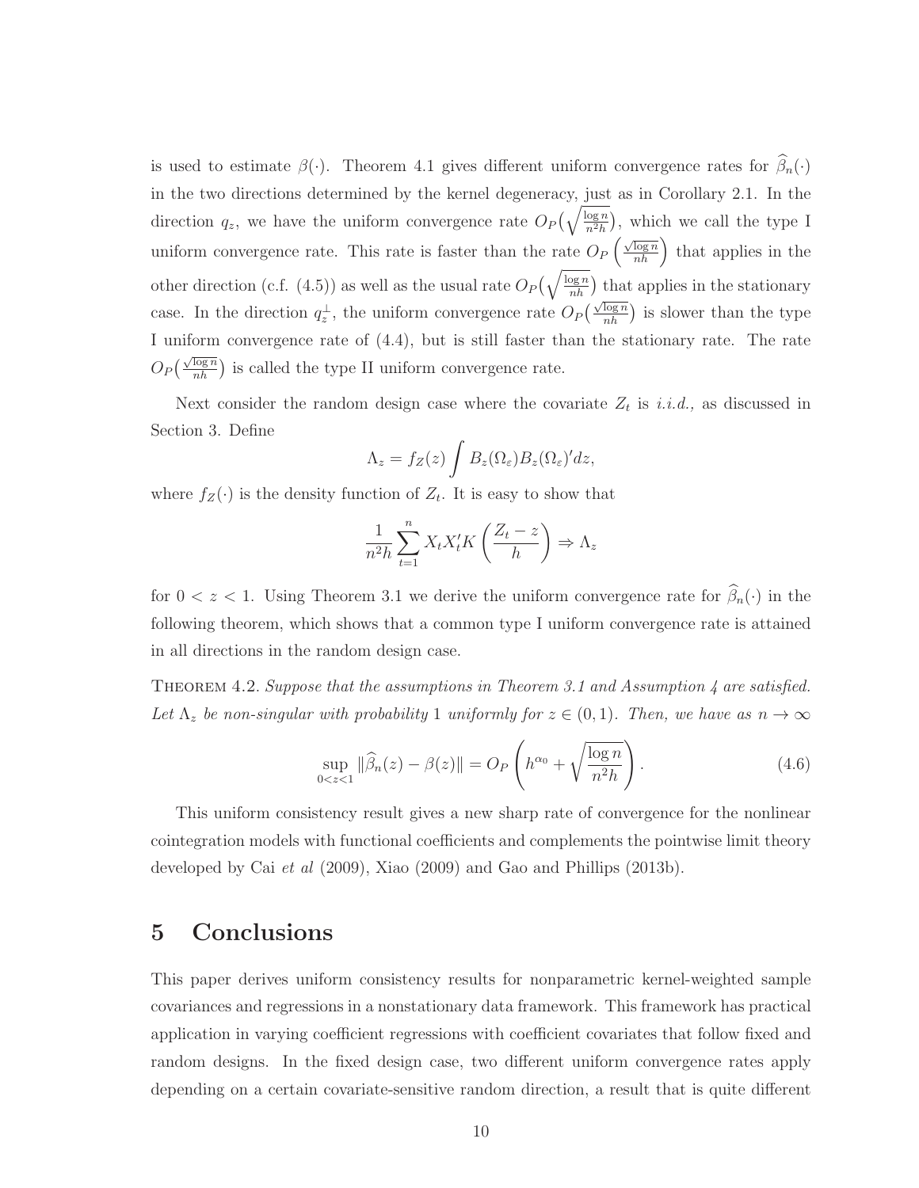is used to estimate $\beta(\cdot)$. Theorem 4.1 gives different uniform convergence rates for $\widehat{\beta}_n(\cdot)$ in the two directions determined by the kernel degeneracy, just as in Corollary 2.1. In the direction $q_z$, we have the uniform convergence rate $O_P\big(\sqrt{\frac{\log n}{n^2 h}}\big)$, which we call the type I uniform convergence rate. This rate is faster than the rate $O_P\left(\frac{\sqrt{\log n}}{nh}\right)$ that applies in the other direction (c.f. (4.5)) as well as the usual rate $O_P\big(\sqrt{\frac{\log n}{nh}}\big)$ that applies in the stationary case. In the direction $q_z^\perp$, the uniform convergence rate $O_P\big(\frac{\sqrt{\log n}}{nh}\big)$ is slower than the type I uniform convergence rate of (4.4), but is still faster than the stationary rate. The rate $O_P\big(\frac{\sqrt{\log n}}{nh}\big)$ is called the type II uniform convergence rate.

Next consider the random design case where the covariate $Z_t$ is *i.i.d.,* as discussed in Section 3. Define

$$\Lambda_z = f_Z(z) \int B_z(\Omega_\varepsilon) B_z(\Omega_\varepsilon)' dz,$$

where $f_Z(\cdot)$ is the density function of $Z_t$. It is easy to show that

$$\frac{1}{n^2 h} \sum_{t=1}^{n} X_t X_t' K\left(\frac{Z_t - z}{h}\right) \Rightarrow \Lambda_z$$

for $0 < z < 1$. Using Theorem 3.1 we derive the uniform convergence rate for $\widehat{\beta}_n(\cdot)$ in the following theorem, which shows that a common type I uniform convergence rate is attained in all directions in the random design case.

THEOREM 4.2. *Suppose that the assumptions in Theorem 3.1 and Assumption 4 are satisfied. Let $\Lambda_z$ be non-singular with probability 1 uniformly for $z \in (0,1)$. Then, we have as $n \to \infty$*

$$\sup_{0<z<1} \|\widehat{\beta}_n(z) - \beta(z)\| = O_P\left(h^{\alpha_0} + \sqrt{\frac{\log n}{n^2 h}}\right). \tag{4.6}$$

This uniform consistency result gives a new sharp rate of convergence for the nonlinear cointegration models with functional coefficients and complements the pointwise limit theory developed by Cai *et al* (2009), Xiao (2009) and Gao and Phillips (2013b).

# 5 Conclusions

This paper derives uniform consistency results for nonparametric kernel-weighted sample covariances and regressions in a nonstationary data framework. This framework has practical application in varying coefficient regressions with coefficient covariates that follow fixed and random designs. In the fixed design case, two different uniform convergence rates apply depending on a certain covariate-sensitive random direction, a result that is quite different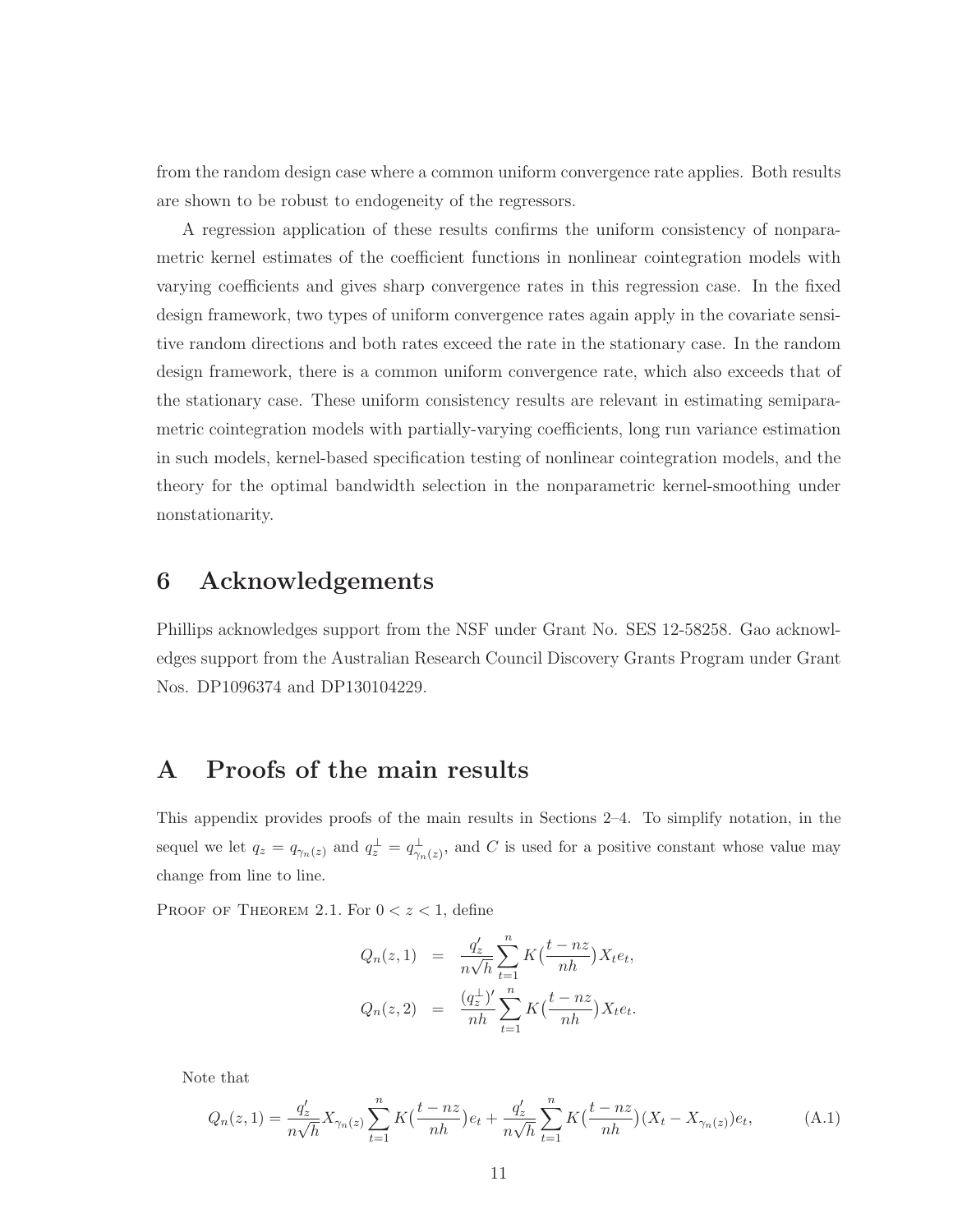from the random design case where a common uniform convergence rate applies. Both results are shown to be robust to endogeneity of the regressors.

A regression application of these results confirms the uniform consistency of nonparametric kernel estimates of the coefficient functions in nonlinear cointegration models with varying coefficients and gives sharp convergence rates in this regression case. In the fixed design framework, two types of uniform convergence rates again apply in the covariate sensitive random directions and both rates exceed the rate in the stationary case. In the random design framework, there is a common uniform convergence rate, which also exceeds that of the stationary case. These uniform consistency results are relevant in estimating semiparametric cointegration models with partially-varying coefficients, long run variance estimation in such models, kernel-based specification testing of nonlinear cointegration models, and the theory for the optimal bandwidth selection in the nonparametric kernel-smoothing under nonstationarity.

# 6 Acknowledgements

Phillips acknowledges support from the NSF under Grant No. SES 12-58258. Gao acknowledges support from the Australian Research Council Discovery Grants Program under Grant Nos. DP1096374 and DP130104229.

# A Proofs of the main results

This appendix provides proofs of the main results in Sections 2–4. To simplify notation, in the sequel we let $q_z = q_{\gamma_n(z)}$ and $q_z^{\perp} = q_{\gamma_n(z)}^{\perp}$, and $C$ is used for a positive constant whose value may change from line to line.

Proof of Theorem 2.1. For $0 < z < 1$, define

$$
\begin{aligned}
Q_n(z,1) &= \frac{q_z'}{n\sqrt{h}} \sum_{t=1}^{n} K\big(\frac{t-nz}{nh}\big) X_t e_t, \\
Q_n(z,2) &= \frac{(q_z^{\perp})'}{nh} \sum_{t=1}^{n} K\big(\frac{t-nz}{nh}\big) X_t e_t.
\end{aligned}
$$

Note that

$$
Q_n(z,1) = \frac{q_z'}{n\sqrt{h}} X_{\gamma_n(z)} \sum_{t=1}^{n} K\big(\frac{t-nz}{nh}\big) e_t + \frac{q_z'}{n\sqrt{h}} \sum_{t=1}^{n} K\big(\frac{t-nz}{nh}\big)(X_t - X_{\gamma_n(z)}) e_t, \tag{A.1}
$$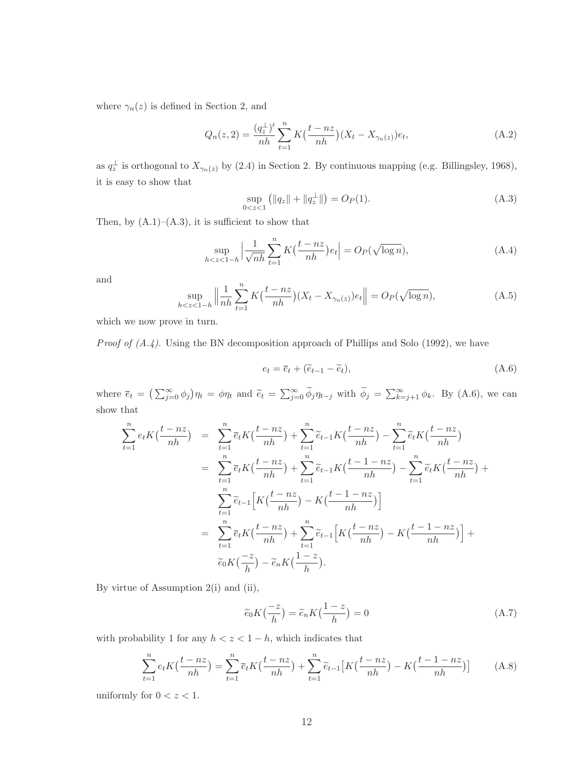where $\gamma_n(z)$ is defined in Section 2, and

$$Q_n(z,2) = \frac{(q_z^{\perp})'}{nh}\sum_{t=1}^{n} K\big(\frac{t-nz}{nh}\big)(X_t - X_{\gamma_n(z)})e_t, \tag{A.2}$$

as $q_z^{\perp}$ is orthogonal to $X_{\gamma_n(z)}$ by (2.4) in Section 2. By continuous mapping (e.g. Billingsley, 1968), it is easy to show that

$$\sup_{0<z<1}\big(\|q_z\| + \|q_z^{\perp}\|\big) = O_P(1). \tag{A.3}$$

Then, by (A.1)–(A.3), it is sufficient to show that

$$\sup_{h<z<1-h}\Big|\frac{1}{\sqrt{nh}}\sum_{t=1}^{n} K\big(\frac{t-nz}{nh}\big)e_t\Big| = O_P(\sqrt{\log n}), \tag{A.4}$$

and

$$\sup_{h<z<1-h}\Big\|\frac{1}{nh}\sum_{t=1}^{n} K\big(\frac{t-nz}{nh}\big)(X_t - X_{\gamma_n(z)})e_t\Big\| = O_P(\sqrt{\log n}), \tag{A.5}$$

which we now prove in turn.

*Proof of (A.4).* Using the BN decomposition approach of Phillips and Solo (1992), we have

$$e_t = \overline{e}_t + (\widetilde{e}_{t-1} - \widetilde{e}_t), \tag{A.6}$$

where $\overline{e}_t = \big(\sum_{j=0}^{\infty}\phi_j\big)\eta_t = \phi\eta_t$ and $\widetilde{e}_t = \sum_{j=0}^{\infty}\widetilde{\phi}_j\eta_{t-j}$ with $\widetilde{\phi}_j = \sum_{k=j+1}^{\infty}\phi_k$. By (A.6), we can show that

$$\begin{aligned}
\sum_{t=1}^{n} e_t K\big(\frac{t-nz}{nh}\big) &= \sum_{t=1}^{n}\overline{e}_t K\big(\frac{t-nz}{nh}\big) + \sum_{t=1}^{n}\widetilde{e}_{t-1} K\big(\frac{t-nz}{nh}\big) - \sum_{t=1}^{n}\widetilde{e}_t K\big(\frac{t-nz}{nh}\big) \\
&= \sum_{t=1}^{n}\overline{e}_t K\big(\frac{t-nz}{nh}\big) + \sum_{t=1}^{n}\widetilde{e}_{t-1} K\big(\frac{t-1-nz}{nh}\big) - \sum_{t=1}^{n}\widetilde{e}_t K\big(\frac{t-nz}{nh}\big) + \\
&\quad \sum_{t=1}^{n}\widetilde{e}_{t-1}\Big[K\big(\frac{t-nz}{nh}\big) - K\big(\frac{t-1-nz}{nh}\big)\Big] \\
&= \sum_{t=1}^{n}\overline{e}_t K\big(\frac{t-nz}{nh}\big) + \sum_{t=1}^{n}\widetilde{e}_{t-1}\Big[K\big(\frac{t-nz}{nh}\big) - K\big(\frac{t-1-nz}{nh}\big)\Big] + \\
&\quad \widetilde{e}_0 K\big(\frac{-z}{h}\big) - \widetilde{e}_n K\big(\frac{1-z}{h}\big).
\end{aligned}$$

By virtue of Assumption 2(i) and (ii),

$$\widetilde{e}_0 K\big(\frac{-z}{h}\big) = \widetilde{e}_n K\big(\frac{1-z}{h}\big) = 0 \tag{A.7}$$

with probability 1 for any $h < z < 1-h$, which indicates that

$$\sum_{t=1}^{n} e_t K\big(\frac{t-nz}{nh}\big) = \sum_{t=1}^{n}\overline{e}_t K\big(\frac{t-nz}{nh}\big) + \sum_{t=1}^{n}\widetilde{e}_{t-1}\big[K\big(\frac{t-nz}{nh}\big) - K\big(\frac{t-1-nz}{nh}\big)\big] \tag{A.8}$$

uniformly for $0 < z < 1$.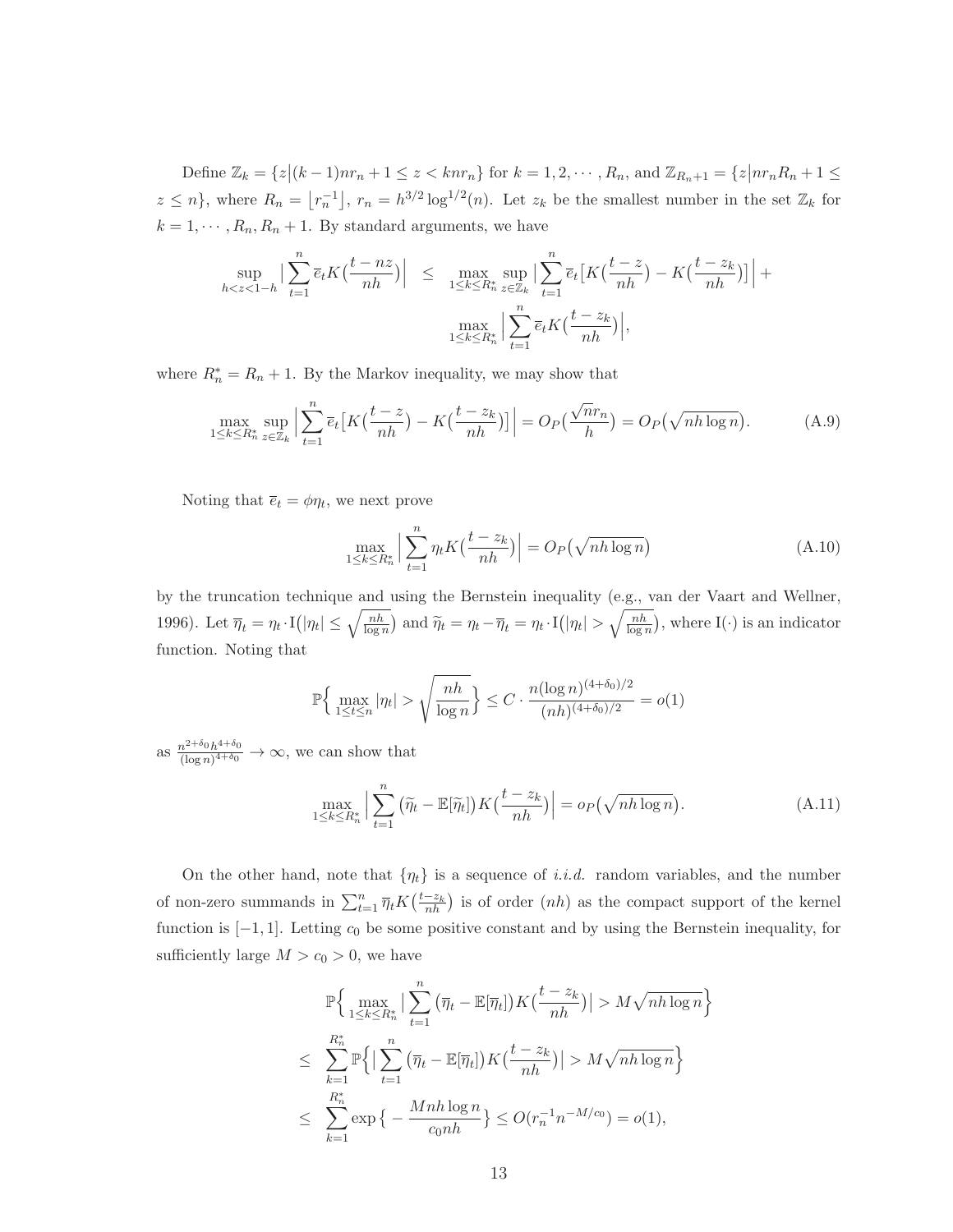Define $\mathbb{Z}_k = \{z \big| (k-1)nr_n + 1 \le z < knr_n\}$ for $k = 1, 2, \cdots, R_n$, and $\mathbb{Z}_{R_n+1} = \{z \big| nr_nR_n + 1 \le z \le n\}$, where $R_n = \lfloor r_n^{-1} \rfloor$, $r_n = h^{3/2} \log^{1/2}(n)$. Let $z_k$ be the smallest number in the set $\mathbb{Z}_k$ for $k = 1, \cdots, R_n, R_n + 1$. By standard arguments, we have

$$
\begin{aligned}
\sup_{h<z<1-h} \Big| \sum_{t=1}^{n} \overline{e}_t K\big(\frac{t-nz}{nh}\big) \Big| \quad &\le \quad \max_{1 \le k \le R_n^*} \sup_{z \in \mathbb{Z}_k} \Big| \sum_{t=1}^{n} \overline{e}_t \big[K\big(\frac{t-z}{nh}\big) - K\big(\frac{t-z_k}{nh}\big)\big] \Big| + \\
&\quad\quad \max_{1 \le k \le R_n^*} \Big| \sum_{t=1}^{n} \overline{e}_t K\big(\frac{t-z_k}{nh}\big) \Big|,
\end{aligned}
$$

where $R_n^* = R_n + 1$. By the Markov inequality, we may show that

$$
\max_{1 \le k \le R_n^*} \sup_{z \in \mathbb{Z}_k} \Big| \sum_{t=1}^{n} \overline{e}_t \big[K\big(\frac{t-z}{nh}\big) - K\big(\frac{t-z_k}{nh}\big)\big] \Big| = O_P\big(\frac{\sqrt{n} r_n}{h}\big) = O_P\big(\sqrt{nh \log n}\big). \tag{A.9}
$$

Noting that $\overline{e}_t = \phi \eta_t$, we next prove

$$
\max_{1 \le k \le R_n^*} \Big| \sum_{t=1}^{n} \eta_t K\big(\frac{t-z_k}{nh}\big) \Big| = O_P\big(\sqrt{nh \log n}\big) \tag{A.10}
$$

by the truncation technique and using the Bernstein inequality (e.g., van der Vaart and Wellner, 1996). Let $\overline{\eta}_t = \eta_t \cdot \mathrm{I}\big(|\eta_t| \le \sqrt{\frac{nh}{\log n}}\big)$ and $\widetilde{\eta}_t = \eta_t - \overline{\eta}_t = \eta_t \cdot \mathrm{I}\big(|\eta_t| > \sqrt{\frac{nh}{\log n}}\big)$, where $\mathrm{I}(\cdot)$ is an indicator function. Noting that

$$
\mathbb{P}\Big\{ \max_{1 \le t \le n} |\eta_t| > \sqrt{\frac{nh}{\log n}} \Big\} \le C \cdot \frac{n (\log n)^{(4+\delta_0)/2}}{(nh)^{(4+\delta_0)/2}} = o(1)
$$

as $\frac{n^{2+\delta_0} h^{4+\delta_0}}{(\log n)^{4+\delta_0}} \to \infty$, we can show that

$$
\max_{1 \le k \le R_n^*} \Big| \sum_{t=1}^{n} \big(\widetilde{\eta}_t - \mathbb{E}[\widetilde{\eta}_t]\big) K\big(\frac{t-z_k}{nh}\big) \Big| = o_P\big(\sqrt{nh \log n}\big). \tag{A.11}
$$

On the other hand, note that $\{\eta_t\}$ is a sequence of *i.i.d.* random variables, and the number of non-zero summands in $\sum_{t=1}^{n} \overline{\eta}_t K\big(\frac{t-z_k}{nh}\big)$ is of order $(nh)$ as the compact support of the kernel function is $[-1, 1]$. Letting $c_0$ be some positive constant and by using the Bernstein inequality, for sufficiently large $M > c_0 > 0$, we have

$$
\begin{aligned}
&\mathbb{P}\Big\{ \max_{1 \le k \le R_n^*} \Big| \sum_{t=1}^{n} \big(\overline{\eta}_t - \mathbb{E}[\overline{\eta}_t]\big) K\big(\frac{t-z_k}{nh}\big) \Big| > M\sqrt{nh \log n} \Big\} \\
\le \quad & \sum_{k=1}^{R_n^*} \mathbb{P}\Big\{ \Big| \sum_{t=1}^{n} \big(\overline{\eta}_t - \mathbb{E}[\overline{\eta}_t]\big) K\big(\frac{t-z_k}{nh}\big) \Big| > M\sqrt{nh \log n} \Big\} \\
\le \quad & \sum_{k=1}^{R_n^*} \exp\Big\{ -\frac{Mnh \log n}{c_0 nh} \Big\} \le O(r_n^{-1} n^{-M/c_0}) = o(1),
\end{aligned}
$$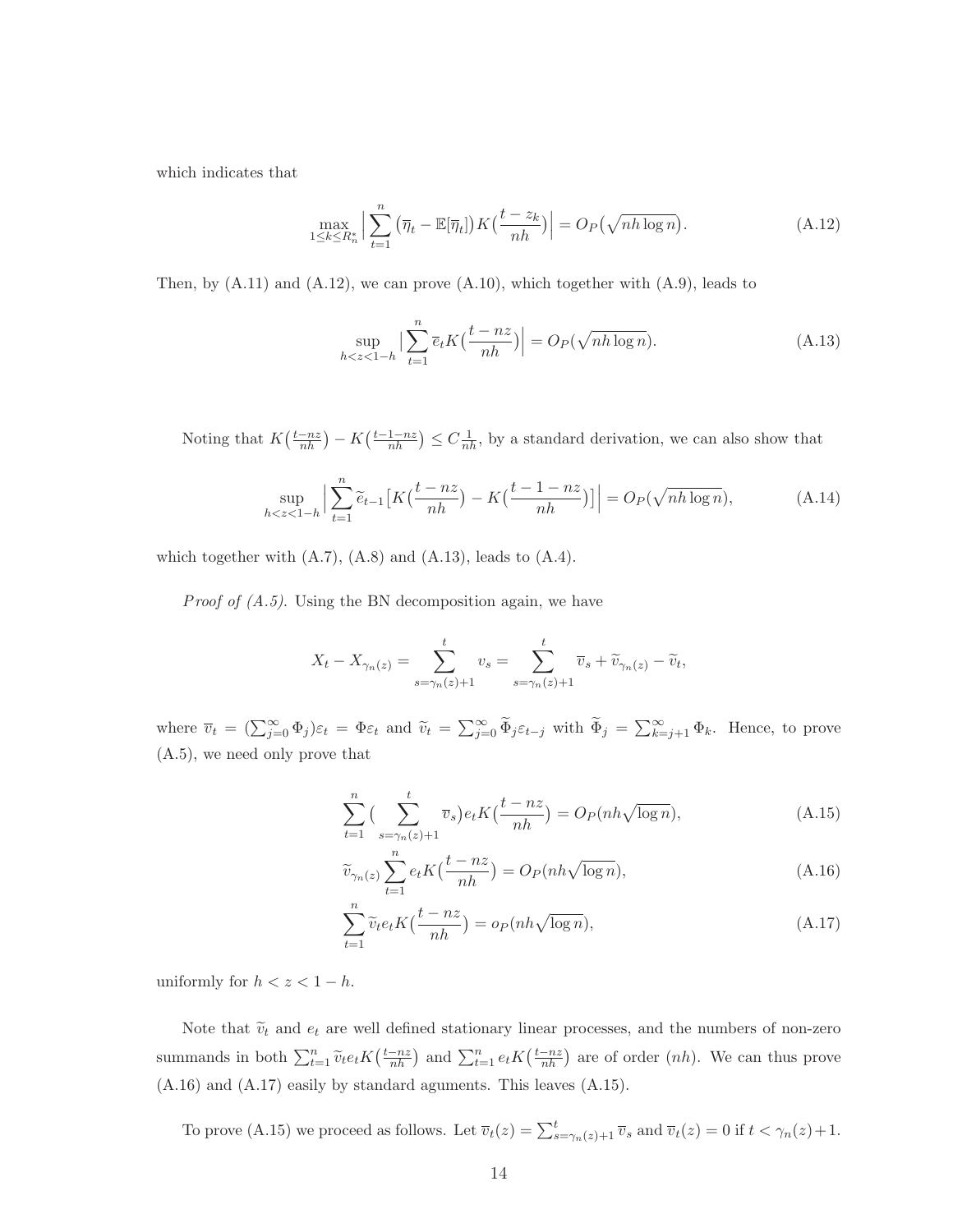which indicates that

$$\max_{1\le k\le R_n^*}\Big|\sum_{t=1}^{n}\big(\overline{\eta}_t-\mathbb{E}[\overline{\eta}_t]\big)K\big(\frac{t-z_k}{nh}\big)\Big| = O_P\big(\sqrt{nh\log n}\big). \tag{A.12}$$

Then, by (A.11) and (A.12), we can prove (A.10), which together with (A.9), leads to

$$\sup_{h<z<1-h}\Big|\sum_{t=1}^{n}\overline{e}_tK\big(\frac{t-nz}{nh}\big)\Big| = O_P(\sqrt{nh\log n}). \tag{A.13}$$

Noting that $K\big(\frac{t-nz}{nh}\big)-K\big(\frac{t-1-nz}{nh}\big)\le C\frac{1}{nh}$, by a standard derivation, we can also show that

$$\sup_{h<z<1-h}\Big|\sum_{t=1}^{n}\widetilde{e}_{t-1}\big[K\big(\frac{t-nz}{nh}\big)-K\big(\frac{t-1-nz}{nh}\big)\big]\Big| = O_P(\sqrt{nh\log n}), \tag{A.14}$$

which together with (A.7), (A.8) and (A.13), leads to (A.4).

*Proof of (A.5).* Using the BN decomposition again, we have

$$X_t - X_{\gamma_n(z)} = \sum_{s=\gamma_n(z)+1}^{t} v_s = \sum_{s=\gamma_n(z)+1}^{t}\overline{v}_s + \widetilde{v}_{\gamma_n(z)} - \widetilde{v}_t,$$

where $\overline{v}_t = (\sum_{j=0}^{\infty}\Phi_j)\varepsilon_t = \Phi\varepsilon_t$ and $\widetilde{v}_t = \sum_{j=0}^{\infty}\widetilde{\Phi}_j\varepsilon_{t-j}$ with $\widetilde{\Phi}_j = \sum_{k=j+1}^{\infty}\Phi_k$. Hence, to prove (A.5), we need only prove that

$$\sum_{t=1}^{n}\big(\sum_{s=\gamma_n(z)+1}^{t}\overline{v}_s\big)e_tK\big(\frac{t-nz}{nh}\big) = O_P(nh\sqrt{\log n}), \tag{A.15}$$

$$\widetilde{v}_{\gamma_n(z)}\sum_{t=1}^{n}e_tK\big(\frac{t-nz}{nh}\big) = O_P(nh\sqrt{\log n}), \tag{A.16}$$

$$\sum_{t=1}^{n}\widetilde{v}_te_tK\big(\frac{t-nz}{nh}\big) = o_P(nh\sqrt{\log n}), \tag{A.17}$$

uniformly for $h<z<1-h$.

Note that $\widetilde{v}_t$ and $e_t$ are well defined stationary linear processes, and the numbers of non-zero summands in both $\sum_{t=1}^{n}\widetilde{v}_te_tK\big(\frac{t-nz}{nh}\big)$ and $\sum_{t=1}^{n}e_tK\big(\frac{t-nz}{nh}\big)$ are of order $(nh)$. We can thus prove (A.16) and (A.17) easily by standard aguments. This leaves (A.15).

To prove (A.15) we proceed as follows. Let $\overline{v}_t(z) = \sum_{s=\gamma_n(z)+1}^{t}\overline{v}_s$ and $\overline{v}_t(z) = 0$ if $t<\gamma_n(z)+1$.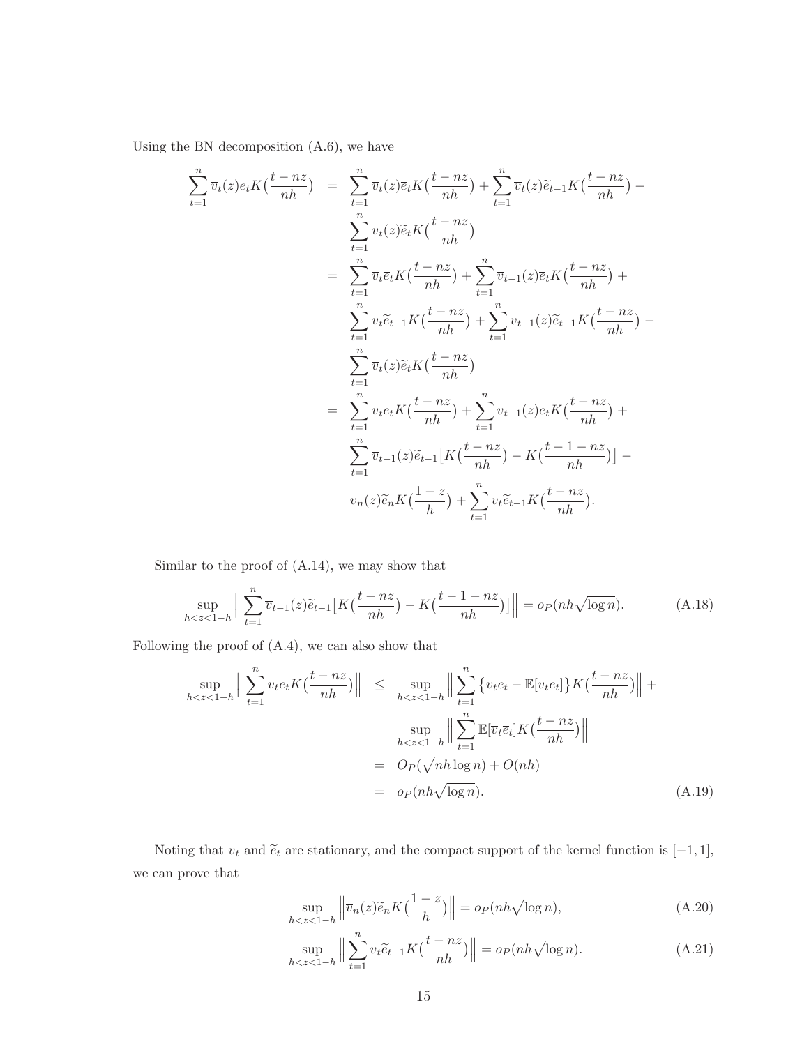Using the BN decomposition (A.6), we have

$$
\begin{aligned}
\sum_{t=1}^{n} \overline{v}_t(z) e_t K\big(\frac{t-nz}{nh}\big) &= \sum_{t=1}^{n} \overline{v}_t(z) \overline{e}_t K\big(\frac{t-nz}{nh}\big) + \sum_{t=1}^{n} \overline{v}_t(z) \widetilde{e}_{t-1} K\big(\frac{t-nz}{nh}\big) - \\
&\quad \sum_{t=1}^{n} \overline{v}_t(z) \widetilde{e}_t K\big(\frac{t-nz}{nh}\big) \\
&= \sum_{t=1}^{n} \overline{v}_t \overline{e}_t K\big(\frac{t-nz}{nh}\big) + \sum_{t=1}^{n} \overline{v}_{t-1}(z) \overline{e}_t K\big(\frac{t-nz}{nh}\big) + \\
&\quad \sum_{t=1}^{n} \overline{v}_t \widetilde{e}_{t-1} K\big(\frac{t-nz}{nh}\big) + \sum_{t=1}^{n} \overline{v}_{t-1}(z) \widetilde{e}_{t-1} K\big(\frac{t-nz}{nh}\big) - \\
&\quad \sum_{t=1}^{n} \overline{v}_t(z) \widetilde{e}_t K\big(\frac{t-nz}{nh}\big) \\
&= \sum_{t=1}^{n} \overline{v}_t \overline{e}_t K\big(\frac{t-nz}{nh}\big) + \sum_{t=1}^{n} \overline{v}_{t-1}(z) \overline{e}_t K\big(\frac{t-nz}{nh}\big) + \\
&\quad \sum_{t=1}^{n} \overline{v}_{t-1}(z) \widetilde{e}_{t-1} \big[K\big(\frac{t-nz}{nh}\big) - K\big(\frac{t-1-nz}{nh}\big)\big] - \\
&\quad \overline{v}_n(z) \widetilde{e}_n K\big(\frac{1-z}{h}\big) + \sum_{t=1}^{n} \overline{v}_t \widetilde{e}_{t-1} K\big(\frac{t-nz}{nh}\big).
\end{aligned}
$$

Similar to the proof of (A.14), we may show that

$$
\sup_{h<z<1-h} \Big\| \sum_{t=1}^{n} \overline{v}_{t-1}(z) \widetilde{e}_{t-1} \big[K\big(\frac{t-nz}{nh}\big) - K\big(\frac{t-1-nz}{nh}\big)\big] \Big\| = o_P(nh\sqrt{\log n}). \tag{A.18}
$$

Following the proof of (A.4), we can also show that

$$
\begin{aligned}
\sup_{h<z<1-h} \Big\| \sum_{t=1}^{n} \overline{v}_t \overline{e}_t K\big(\frac{t-nz}{nh}\big) \Big\| &\leq \sup_{h<z<1-h} \Big\| \sum_{t=1}^{n} \big\{ \overline{v}_t \overline{e}_t - \mathbb{E}[\overline{v}_t \overline{e}_t] \big\} K\big(\frac{t-nz}{nh}\big) \Big\| + \\
&\quad \sup_{h<z<1-h} \Big\| \sum_{t=1}^{n} \mathbb{E}[\overline{v}_t \overline{e}_t] K\big(\frac{t-nz}{nh}\big) \Big\| \\
&= O_P(\sqrt{nh\log n}) + O(nh) \\
&= o_P(nh\sqrt{\log n}).
\end{aligned} \tag{A.19}
$$

Noting that $\overline{v}_t$ and $\widetilde{e}_t$ are stationary, and the compact support of the kernel function is $[-1,1]$, we can prove that

$$
\sup_{h<z<1-h} \Big\| \overline{v}_n(z) \widetilde{e}_n K\big(\frac{1-z}{h}\big) \Big\| = o_P(nh\sqrt{\log n}), \tag{A.20}
$$

$$
\sup_{h<z<1-h} \Big\| \sum_{t=1}^{n} \overline{v}_t \widetilde{e}_{t-1} K\big(\frac{t-nz}{nh}\big) \Big\| = o_P(nh\sqrt{\log n}). \tag{A.21}
$$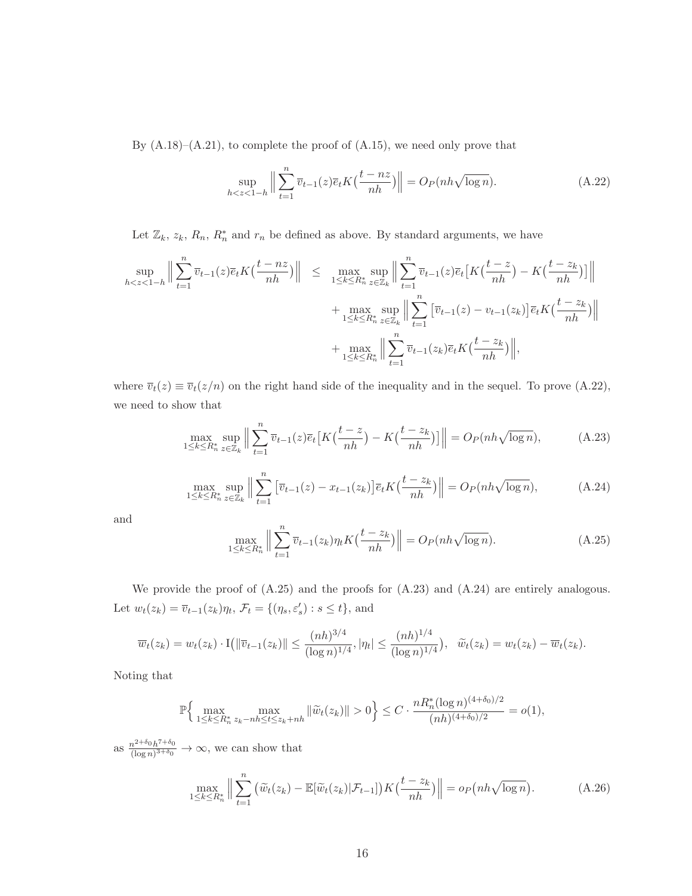By (A.18)–(A.21), to complete the proof of (A.15), we need only prove that

$$
\sup_{h<z<1-h} \Big\| \sum_{t=1}^{n} \overline{v}_{t-1}(z)\overline{e}_t K\big(\frac{t-nz}{nh}\big)\Big\| = O_P(nh\sqrt{\log n}). \tag{A.22}
$$

Let $\mathbb{Z}_k$, $z_k$, $R_n$, $R_n^*$ and $r_n$ be defined as above. By standard arguments, we have

$$
\begin{aligned}
\sup_{h<z<1-h} \Big\| \sum_{t=1}^{n} \overline{v}_{t-1}(z)\overline{e}_t K\big(\frac{t-nz}{nh}\big)\Big\| \leq\; & \max_{1\leq k\leq R_n^*} \sup_{z\in\mathbb{Z}_k} \Big\| \sum_{t=1}^{n} \overline{v}_{t-1}(z)\overline{e}_t \big[K\big(\frac{t-z}{nh}\big) - K\big(\frac{t-z_k}{nh}\big)\big]\Big\| \\
& + \max_{1\leq k\leq R_n^*} \sup_{z\in\mathbb{Z}_k} \Big\| \sum_{t=1}^{n} \big[\overline{v}_{t-1}(z) - v_{t-1}(z_k)\big]\overline{e}_t K\big(\frac{t-z_k}{nh}\big)\Big\| \\
& + \max_{1\leq k\leq R_n^*} \Big\| \sum_{t=1}^{n} \overline{v}_{t-1}(z_k)\overline{e}_t K\big(\frac{t-z_k}{nh}\big)\Big\|,
\end{aligned}
$$

where $\overline{v}_t(z) \equiv \overline{v}_t(z/n)$ on the right hand side of the inequality and in the sequel. To prove (A.22), we need to show that

$$
\max_{1\leq k\leq R_n^*} \sup_{z\in\mathbb{Z}_k} \Big\| \sum_{t=1}^{n} \overline{v}_{t-1}(z)\overline{e}_t \big[K\big(\frac{t-z}{nh}\big) - K\big(\frac{t-z_k}{nh}\big)\big]\Big\| = O_P(nh\sqrt{\log n}), \tag{A.23}
$$

$$
\max_{1\leq k\leq R_n^*} \sup_{z\in\mathbb{Z}_k} \Big\| \sum_{t=1}^{n} \big[\overline{v}_{t-1}(z) - x_{t-1}(z_k)\big]\overline{e}_t K\big(\frac{t-z_k}{nh}\big)\Big\| = O_P(nh\sqrt{\log n}), \tag{A.24}
$$

and

$$
\max_{1\leq k\leq R_n^*} \Big\| \sum_{t=1}^{n} \overline{v}_{t-1}(z_k)\eta_t K\big(\frac{t-z_k}{nh}\big)\Big\| = O_P(nh\sqrt{\log n}). \tag{A.25}
$$

We provide the proof of (A.25) and the proofs for (A.23) and (A.24) are entirely analogous. Let $w_t(z_k) = \overline{v}_{t-1}(z_k)\eta_t$, $\mathcal{F}_t = \{(\eta_s, \varepsilon_s') : s \leq t\}$, and

$$
\overline{w}_t(z_k) = w_t(z_k)\cdot \mathrm{I}\big(\|\overline{v}_{t-1}(z_k)\| \leq \frac{(nh)^{3/4}}{(\log n)^{1/4}}, |\eta_t| \leq \frac{(nh)^{1/4}}{(\log n)^{1/4}}\big), \quad \widetilde{w}_t(z_k) = w_t(z_k) - \overline{w}_t(z_k).
$$

Noting that

$$
\mathbb{P}\Big\{ \max_{1\leq k\leq R_n^*} \max_{z_k - nh\leq t\leq z_k+nh} \|\widetilde{w}_t(z_k)\| > 0\Big\} \leq C\cdot \frac{nR_n^*(\log n)^{(4+\delta_0)/2}}{(nh)^{(4+\delta_0)/2}} = o(1),
$$

as $\frac{n^{2+\delta_0}h^{7+\delta_0}}{(\log n)^{3+\delta_0}} \to \infty$, we can show that

$$
\max_{1\leq k\leq R_n^*} \Big\| \sum_{t=1}^{n} \big(\widetilde{w}_t(z_k) - \mathbb{E}[\widetilde{w}_t(z_k)|\mathcal{F}_{t-1}]\big) K\big(\frac{t-z_k}{nh}\big)\Big\| = o_P\big(nh\sqrt{\log n}\big). \tag{A.26}
$$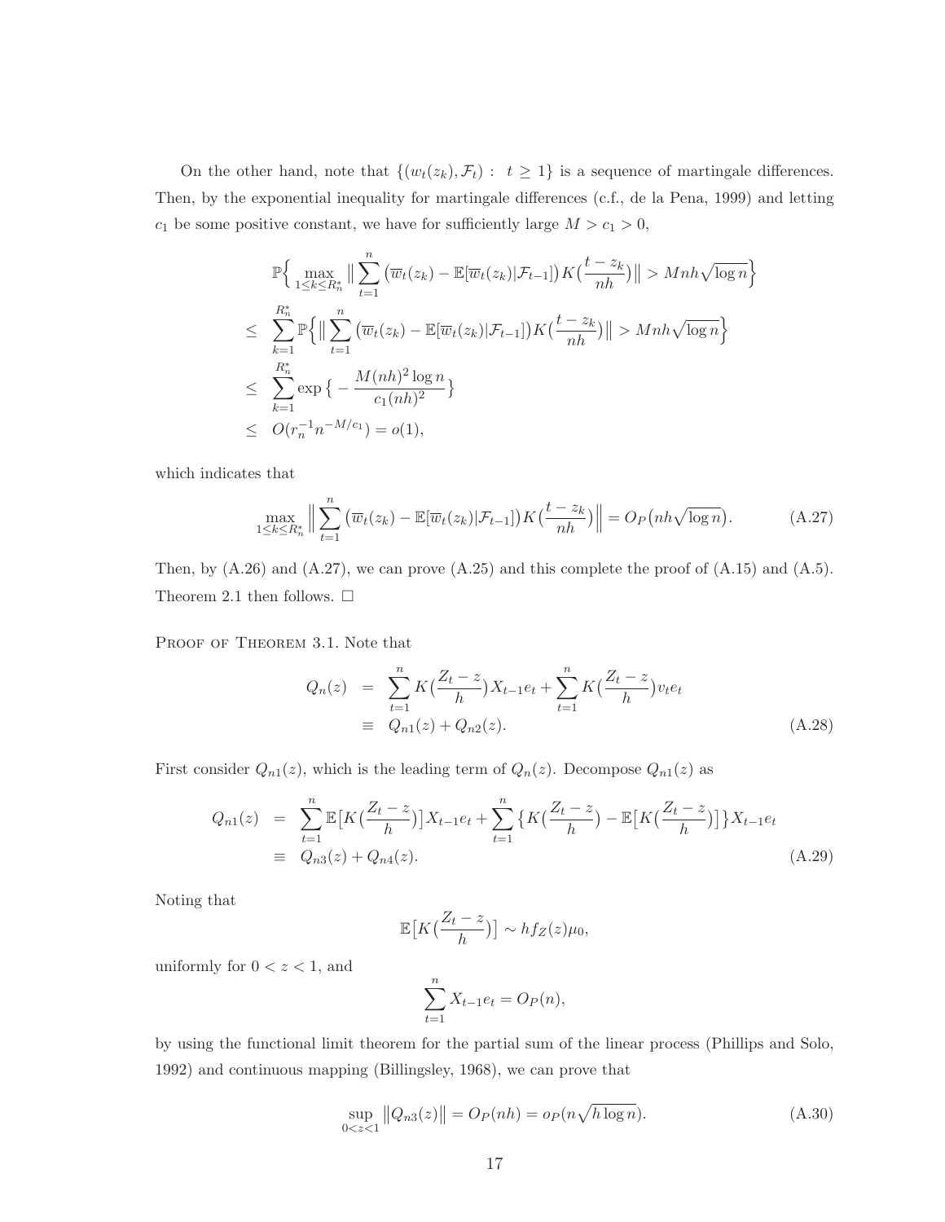On the other hand, note that $\{(w_t(z_k), \mathcal{F}_t):\ t \geq 1\}$ is a sequence of martingale differences. Then, by the exponential inequality for martingale differences (c.f., de la Pena, 1999) and letting $c_1$ be some positive constant, we have for sufficiently large $M > c_1 > 0$,

$$
\begin{aligned}
& \mathbb{P}\Big\{ \max_{1\leq k\leq R_n^*} \big\| \sum_{t=1}^{n} \big(\overline{w}_t(z_k) - \mathbb{E}[\overline{w}_t(z_k)|\mathcal{F}_{t-1}]\big) K\big(\frac{t-z_k}{nh}\big) \big\| > Mnh\sqrt{\log n} \Big\} \\
\leq \ & \sum_{k=1}^{R_n^*} \mathbb{P}\Big\{ \big\| \sum_{t=1}^{n} \big(\overline{w}_t(z_k) - \mathbb{E}[\overline{w}_t(z_k)|\mathcal{F}_{t-1}]\big) K\big(\frac{t-z_k}{nh}\big) \big\| > Mnh\sqrt{\log n} \Big\} \\
\leq \ & \sum_{k=1}^{R_n^*} \exp\big\{ -\frac{M(nh)^2\log n}{c_1(nh)^2} \big\} \\
\leq \ & O(r_n^{-1} n^{-M/c_1}) = o(1),
\end{aligned}
$$

which indicates that

$$
\max_{1\leq k\leq R_n^*} \Big\| \sum_{t=1}^{n} \big(\overline{w}_t(z_k) - \mathbb{E}[\overline{w}_t(z_k)|\mathcal{F}_{t-1}]\big) K\big(\frac{t-z_k}{nh}\big) \Big\| = O_P\big(nh\sqrt{\log n}\big). \tag{A.27}
$$

Then, by (A.26) and (A.27), we can prove (A.25) and this complete the proof of (A.15) and (A.5). Theorem 2.1 then follows. $\square$

Proof of Theorem 3.1. Note that

$$
\begin{aligned}
Q_n(z) &= \sum_{t=1}^{n} K\big(\frac{Z_t-z}{h}\big) X_{t-1} e_t + \sum_{t=1}^{n} K\big(\frac{Z_t-z}{h}\big) v_t e_t \\
&\equiv Q_{n1}(z) + Q_{n2}(z).
\end{aligned} \tag{A.28}
$$

First consider $Q_{n1}(z)$, which is the leading term of $Q_n(z)$. Decompose $Q_{n1}(z)$ as

$$
\begin{aligned}
Q_{n1}(z) &= \sum_{t=1}^{n} \mathbb{E}\big[K\big(\frac{Z_t-z}{h}\big)\big] X_{t-1} e_t + \sum_{t=1}^{n} \big\{ K\big(\frac{Z_t-z}{h}\big) - \mathbb{E}\big[K\big(\frac{Z_t-z}{h}\big)\big] \big\} X_{t-1} e_t \\
&\equiv Q_{n3}(z) + Q_{n4}(z).
\end{aligned} \tag{A.29}
$$

Noting that

$$
\mathbb{E}\big[K\big(\frac{Z_t-z}{h}\big)\big] \sim h f_Z(z)\mu_0,
$$

uniformly for $0 < z < 1$, and

$$
\sum_{t=1}^{n} X_{t-1} e_t = O_P(n),
$$

by using the functional limit theorem for the partial sum of the linear process (Phillips and Solo, 1992) and continuous mapping (Billingsley, 1968), we can prove that

$$
\sup_{0<z<1} \big\| Q_{n3}(z) \big\| = O_P(nh) = o_P(n\sqrt{h\log n}). \tag{A.30}
$$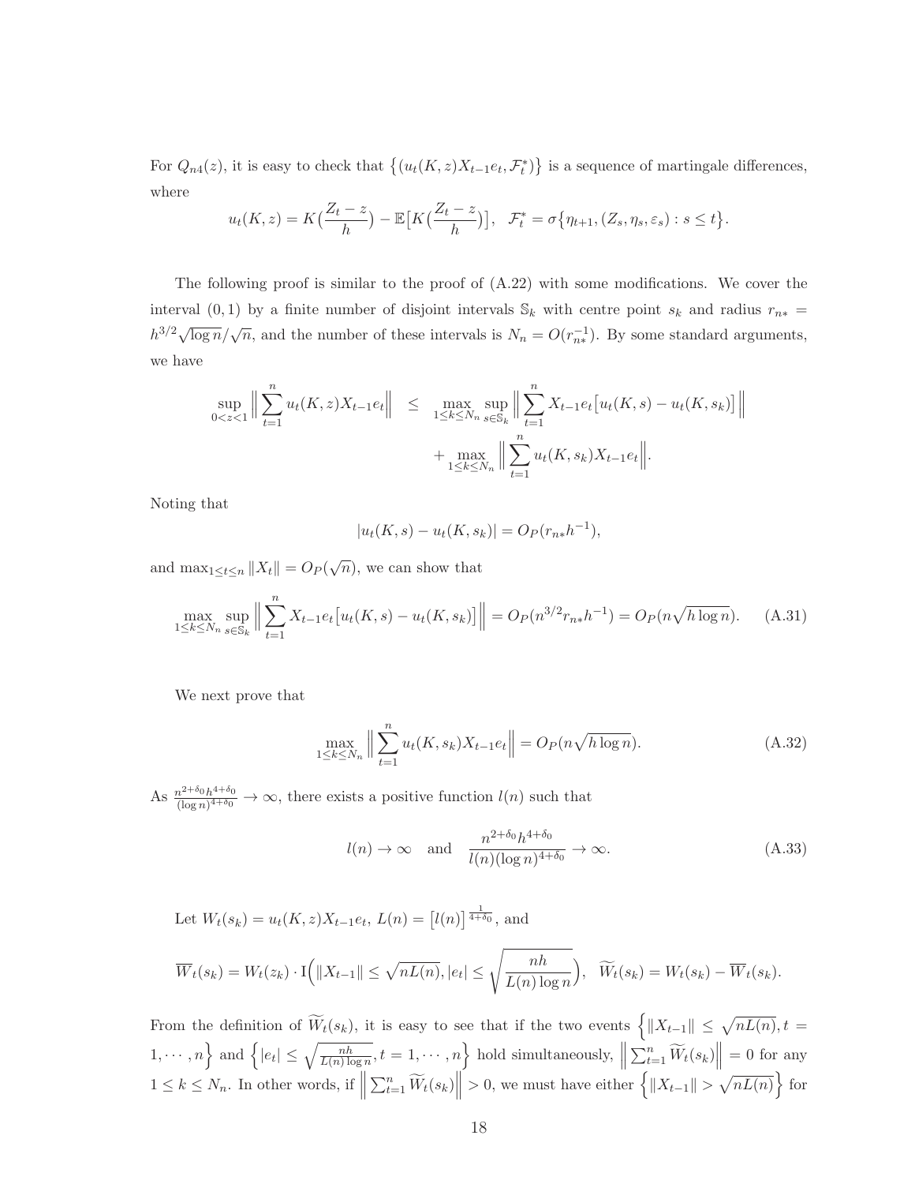For $Q_{n4}(z)$, it is easy to check that $\big\{(u_t(K,z)X_{t-1}e_t, \mathcal{F}_t^*)\big\}$ is a sequence of martingale differences, where

$$u_t(K,z) = K\big(\frac{Z_t - z}{h}\big) - \mathbb{E}\big[K\big(\frac{Z_t - z}{h}\big)\big], \quad \mathcal{F}_t^* = \sigma\big\{\eta_{t+1}, (Z_s, \eta_s, \varepsilon_s) : s \le t\big\}.$$

The following proof is similar to the proof of (A.22) with some modifications. We cover the interval $(0,1)$ by a finite number of disjoint intervals $\mathbb{S}_k$ with centre point $s_k$ and radius $r_{n*} = h^{3/2}\sqrt{\log n}/\sqrt{n}$, and the number of these intervals is $N_n = O(r_{n*}^{-1})$. By some standard arguments, we have

$$\begin{aligned}
\sup_{0<z<1}\Big\|\sum_{t=1}^n u_t(K,z)X_{t-1}e_t\Big\| \quad &\le \quad \max_{1\le k\le N_n}\sup_{s\in\mathbb{S}_k}\Big\|\sum_{t=1}^n X_{t-1}e_t\big[u_t(K,s) - u_t(K,s_k)\big]\Big\| \\
&\quad + \max_{1\le k\le N_n}\Big\|\sum_{t=1}^n u_t(K,s_k)X_{t-1}e_t\Big\|.
\end{aligned}$$

Noting that

$$|u_t(K,s) - u_t(K,s_k)| = O_P(r_{n*}h^{-1}),$$

and $\max_{1\le t\le n}\|X_t\| = O_P(\sqrt{n})$, we can show that

$$\max_{1\le k\le N_n}\sup_{s\in\mathbb{S}_k}\Big\|\sum_{t=1}^n X_{t-1}e_t\big[u_t(K,s) - u_t(K,s_k)\big]\Big\| = O_P(n^{3/2}r_{n*}h^{-1}) = O_P(n\sqrt{h\log n}). \tag{A.31}$$

We next prove that

$$\max_{1\le k\le N_n}\Big\|\sum_{t=1}^n u_t(K,s_k)X_{t-1}e_t\Big\| = O_P(n\sqrt{h\log n}). \tag{A.32}$$

As $\frac{n^{2+\delta_0}h^{4+\delta_0}}{(\log n)^{4+\delta_0}} \to \infty$, there exists a positive function $l(n)$ such that

$$l(n) \to \infty \quad \text{and} \quad \frac{n^{2+\delta_0}h^{4+\delta_0}}{l(n)(\log n)^{4+\delta_0}} \to \infty. \tag{A.33}$$

Let $W_t(s_k) = u_t(K,z)X_{t-1}e_t$, $L(n) = \big[l(n)\big]^{\frac{1}{4+\delta_0}}$, and

$$\overline{W}_t(s_k) = W_t(z_k)\cdot \mathrm{I}\Big(\|X_{t-1}\| \le \sqrt{nL(n)}, |e_t| \le \sqrt{\frac{nh}{L(n)\log n}}\Big), \quad \widetilde{W}_t(s_k) = W_t(s_k) - \overline{W}_t(s_k).$$

From the definition of $\widetilde{W}_t(s_k)$, it is easy to see that if the two events $\Big\{\|X_{t-1}\| \le \sqrt{nL(n)}, t = 1,\cdots,n\Big\}$ and $\Big\{|e_t| \le \sqrt{\frac{nh}{L(n)\log n}}, t = 1,\cdots,n\Big\}$ hold simultaneously, $\Big\|\sum_{t=1}^n \widetilde{W}_t(s_k)\Big\| = 0$ for any $1 \le k \le N_n$. In other words, if $\Big\|\sum_{t=1}^n \widetilde{W}_t(s_k)\Big\| > 0$, we must have either $\Big\{\|X_{t-1}\| > \sqrt{nL(n)}\Big\}$ for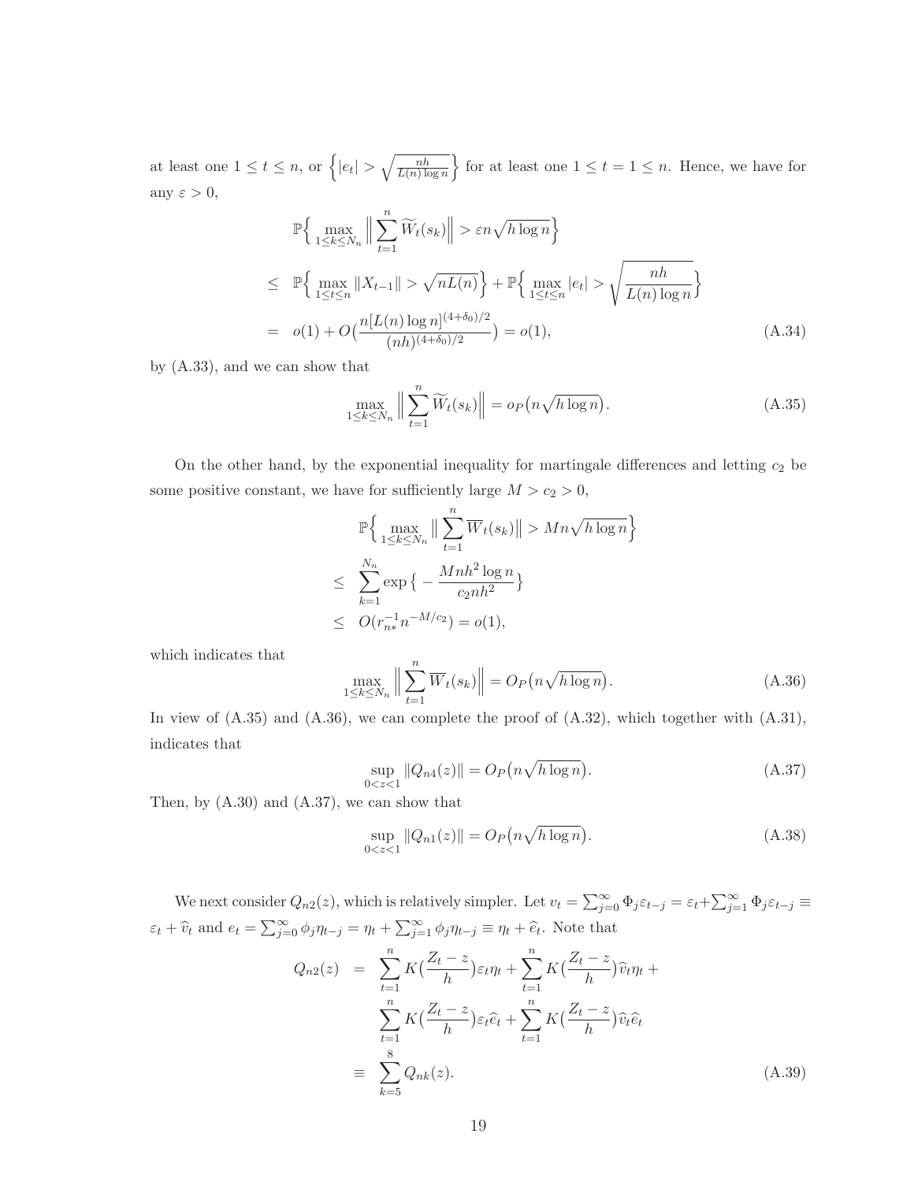at least one $1 \le t \le n$, or $\left\{|e_t| > \sqrt{\frac{nh}{L(n)\log n}}\right\}$ for at least one $1 \le t = 1 \le n$. Hence, we have for any $\varepsilon > 0$,

$$
\begin{aligned}
& \mathbb{P}\Big\{ \max_{1\le k\le N_n} \Big\| \sum_{t=1}^{n} \widetilde{W}_t(s_k) \Big\| > \varepsilon n \sqrt{h \log n} \Big\} \\
\le\ & \mathbb{P}\Big\{ \max_{1\le t\le n} \|X_{t-1}\| > \sqrt{nL(n)} \Big\} + \mathbb{P}\Big\{ \max_{1\le t\le n} |e_t| > \sqrt{\frac{nh}{L(n)\log n}} \Big\} \\
=\ & o(1) + O\Big( \frac{n[L(n)\log n]^{(4+\delta_0)/2}}{(nh)^{(4+\delta_0)/2}} \Big) = o(1), \qquad (A.34)
\end{aligned}
$$

by (A.33), and we can show that

$$
\max_{1\le k\le N_n} \Big\| \sum_{t=1}^{n} \widetilde{W}_t(s_k) \Big\| = o_P\big( n\sqrt{h\log n} \big). \qquad (A.35)
$$

On the other hand, by the exponential inequality for martingale differences and letting $c_2$ be some positive constant, we have for sufficiently large $M > c_2 > 0$,

$$
\begin{aligned}
& \mathbb{P}\Big\{ \max_{1\le k\le N_n} \big\| \sum_{t=1}^{n} \overline{W}_t(s_k) \big\| > Mn\sqrt{h\log n} \Big\} \\
\le\ & \sum_{k=1}^{N_n} \exp\big\{ -\frac{Mnh^2 \log n}{c_2 nh^2} \big\} \\
\le\ & O(r_{n*}^{-1} n^{-M/c_2}) = o(1),
\end{aligned}
$$

which indicates that

$$
\max_{1\le k\le N_n} \Big\| \sum_{t=1}^{n} \overline{W}_t(s_k) \Big\| = O_P\big( n\sqrt{h\log n} \big). \qquad (A.36)
$$

In view of (A.35) and (A.36), we can complete the proof of (A.32), which together with (A.31), indicates that

$$
\sup_{0<z<1} \|Q_{n4}(z)\| = O_P\big( n\sqrt{h\log n} \big). \qquad (A.37)
$$

Then, by (A.30) and (A.37), we can show that

$$
\sup_{0<z<1} \|Q_{n1}(z)\| = O_P\big( n\sqrt{h\log n} \big). \qquad (A.38)
$$

We next consider $Q_{n2}(z)$, which is relatively simpler. Let $v_t = \sum_{j=0}^{\infty} \Phi_j \varepsilon_{t-j} = \varepsilon_t + \sum_{j=1}^{\infty} \Phi_j \varepsilon_{t-j} \equiv \varepsilon_t + \widehat{v}_t$ and $e_t = \sum_{j=0}^{\infty} \phi_j \eta_{t-j} = \eta_t + \sum_{j=1}^{\infty} \phi_j \eta_{t-j} \equiv \eta_t + \widehat{e}_t$. Note that

$$
\begin{aligned}
Q_{n2}(z) &= \sum_{t=1}^{n} K\big(\frac{Z_t - z}{h}\big)\varepsilon_t \eta_t + \sum_{t=1}^{n} K\big(\frac{Z_t - z}{h}\big)\widehat{v}_t \eta_t + \\
&\quad \sum_{t=1}^{n} K\big(\frac{Z_t - z}{h}\big)\varepsilon_t \widehat{e}_t + \sum_{t=1}^{n} K\big(\frac{Z_t - z}{h}\big)\widehat{v}_t \widehat{e}_t \\
&\equiv \sum_{k=5}^{8} Q_{nk}(z). \qquad (A.39)
\end{aligned}
$$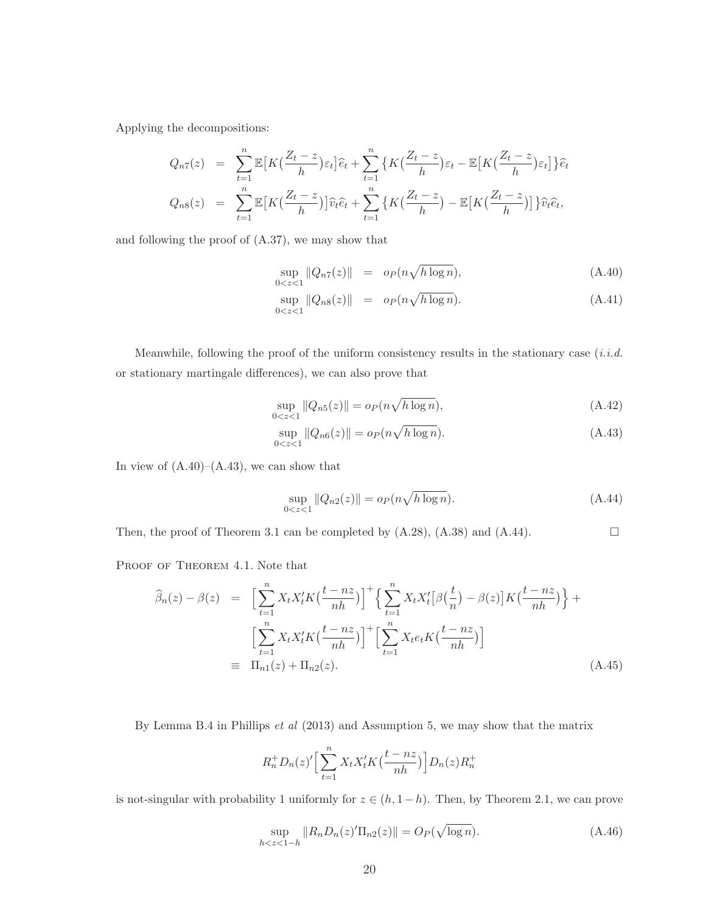Applying the decompositions:

$$
\begin{aligned}
Q_{n7}(z) &= \sum_{t=1}^{n} \mathbb{E}\big[K\big(\frac{Z_t - z}{h}\big)\varepsilon_t\big]\widehat{e}_t + \sum_{t=1}^{n} \big\{K\big(\frac{Z_t - z}{h}\big)\varepsilon_t - \mathbb{E}\big[K\big(\frac{Z_t - z}{h}\big)\varepsilon_t\big]\big\}\widehat{e}_t \\
Q_{n8}(z) &= \sum_{t=1}^{n} \mathbb{E}\big[K\big(\frac{Z_t - z}{h}\big)\big]\widehat{v}_t\widehat{e}_t + \sum_{t=1}^{n} \big\{K\big(\frac{Z_t - z}{h}\big) - \mathbb{E}\big[K\big(\frac{Z_t - z}{h}\big)\big]\big\}\widehat{v}_t\widehat{e}_t,
\end{aligned}
$$

and following the proof of (A.37), we may show that

$$
\begin{aligned}
\sup_{0<z<1} \|Q_{n7}(z)\| &= o_P(n\sqrt{h \log n}), \qquad (A.40) \\
\sup_{0<z<1} \|Q_{n8}(z)\| &= o_P(n\sqrt{h \log n}). \qquad (A.41)
\end{aligned}
$$

Meanwhile, following the proof of the uniform consistency results in the stationary case (*i.i.d.* or stationary martingale differences), we can also prove that

$$
\sup_{0<z<1} \|Q_{n5}(z)\| = o_P(n\sqrt{h \log n}), \qquad (A.42)
$$

$$
\sup_{0<z<1} \|Q_{n6}(z)\| = o_P(n\sqrt{h \log n}). \qquad (A.43)
$$

In view of (A.40)–(A.43), we can show that

$$
\sup_{0<z<1} \|Q_{n2}(z)\| = o_P(n\sqrt{h \log n}). \qquad (A.44)
$$

Then, the proof of Theorem 3.1 can be completed by (A.28), (A.38) and (A.44). □

Proof of Theorem 4.1. Note that

$$
\begin{aligned}
\widehat{\beta}_n(z) - \beta(z) &= \Big[\sum_{t=1}^{n} X_t X_t' K\big(\frac{t - nz}{nh}\big)\Big]^{+}\Big\{\sum_{t=1}^{n} X_t X_t'\big[\beta\big(\frac{t}{n}\big) - \beta(z)\big]K\big(\frac{t - nz}{nh}\big)\Big\} + \\
&\quad \Big[\sum_{t=1}^{n} X_t X_t' K\big(\frac{t - nz}{nh}\big)\Big]^{+}\Big[\sum_{t=1}^{n} X_t e_t K\big(\frac{t - nz}{nh}\big)\Big] \\
&\equiv \Pi_{n1}(z) + \Pi_{n2}(z). \qquad (A.45)
\end{aligned}
$$

By Lemma B.4 in Phillips *et al* (2013) and Assumption 5, we may show that the matrix

$$
R_n^{+} D_n(z)' \Big[\sum_{t=1}^{n} X_t X_t' K\big(\frac{t - nz}{nh}\big)\Big] D_n(z) R_n^{+}
$$

is not-singular with probability 1 uniformly for $z \in (h, 1-h)$. Then, by Theorem 2.1, we can prove

$$
\sup_{h<z<1-h} \|R_n D_n(z)' \Pi_{n2}(z)\| = O_P(\sqrt{\log n}). \qquad (A.46)
$$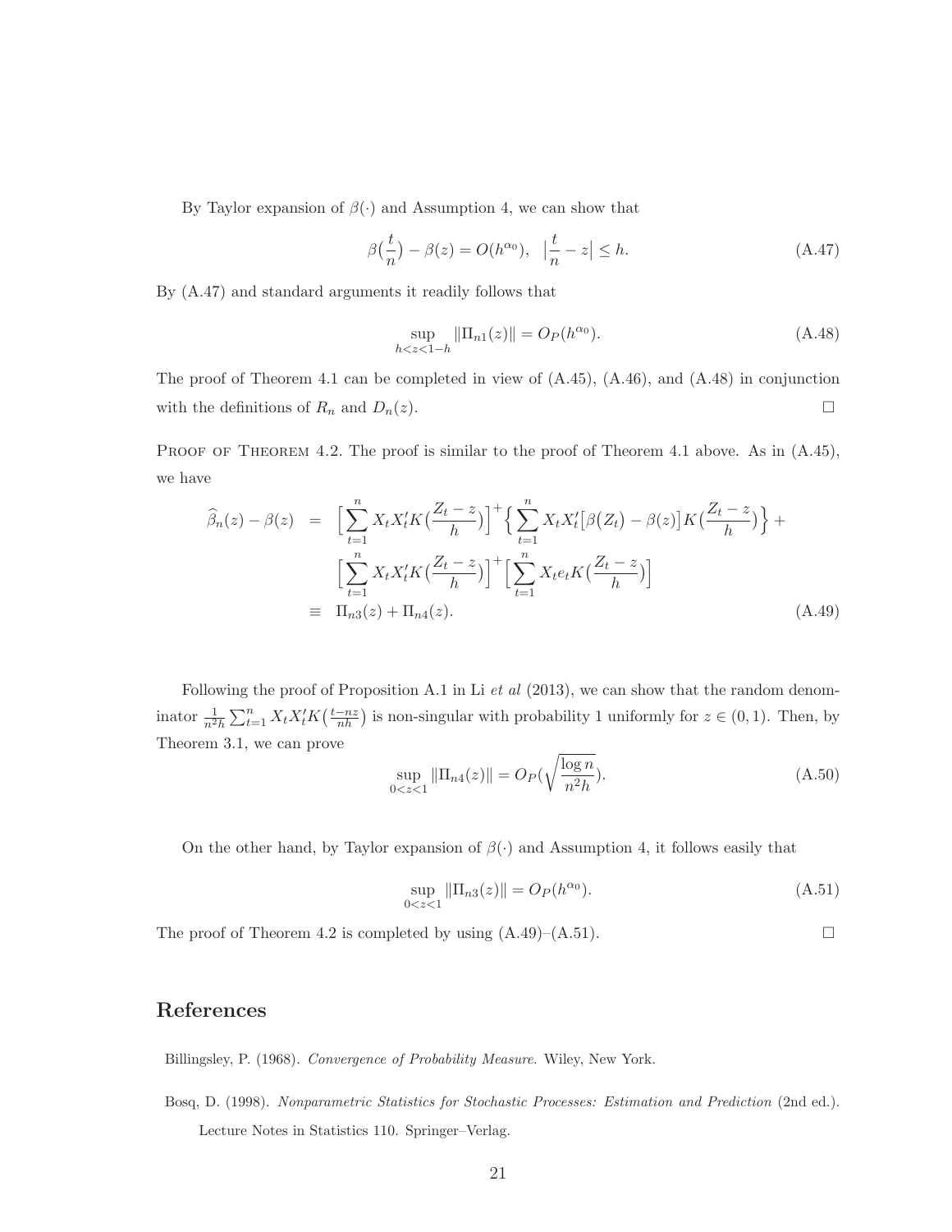By Taylor expansion of $\beta(\cdot)$ and Assumption 4, we can show that

$$\beta\big(\frac{t}{n}\big) - \beta(z) = O(h^{\alpha_0}), \quad \big|\frac{t}{n} - z\big| \leq h. \tag{A.47}$$

By (A.47) and standard arguments it readily follows that

$$\sup_{h<z<1-h} \|\Pi_{n1}(z)\| = O_P(h^{\alpha_0}). \tag{A.48}$$

The proof of Theorem 4.1 can be completed in view of (A.45), (A.46), and (A.48) in conjunction with the definitions of $R_n$ and $D_n(z)$. □

Proof of Theorem 4.2. The proof is similar to the proof of Theorem 4.1 above. As in (A.45), we have

$$\begin{aligned}
\widehat{\beta}_n(z) - \beta(z) &= \Big[\sum_{t=1}^n X_t X_t' K\big(\frac{Z_t - z}{h}\big)\Big]^+ \Big\{\sum_{t=1}^n X_t X_t' \big[\beta\big(Z_t\big) - \beta(z)\big] K\big(\frac{Z_t - z}{h}\big)\Big\} + \\
&\quad \Big[\sum_{t=1}^n X_t X_t' K\big(\frac{Z_t - z}{h}\big)\Big]^+ \Big[\sum_{t=1}^n X_t e_t K\big(\frac{Z_t - z}{h}\big)\Big] \\
&\equiv \Pi_{n3}(z) + \Pi_{n4}(z).
\end{aligned} \tag{A.49}$$

Following the proof of Proposition A.1 in Li *et al* (2013), we can show that the random denominator $\frac{1}{n^2h}\sum_{t=1}^n X_t X_t' K\big(\frac{t-nz}{nh}\big)$ is non-singular with probability 1 uniformly for $z \in (0, 1)$. Then, by Theorem 3.1, we can prove

$$\sup_{0<z<1} \|\Pi_{n4}(z)\| = O_P\Big(\sqrt{\frac{\log n}{n^2h}}\Big). \tag{A.50}$$

On the other hand, by Taylor expansion of $\beta(\cdot)$ and Assumption 4, it follows easily that

$$\sup_{0<z<1} \|\Pi_{n3}(z)\| = O_P(h^{\alpha_0}). \tag{A.51}$$

The proof of Theorem 4.2 is completed by using (A.49)–(A.51). □

## References

Billingsley, P. (1968). *Convergence of Probability Measure*. Wiley, New York.

Bosq, D. (1998). *Nonparametric Statistics for Stochastic Processes: Estimation and Prediction* (2nd ed.). Lecture Notes in Statistics 110. Springer–Verlag.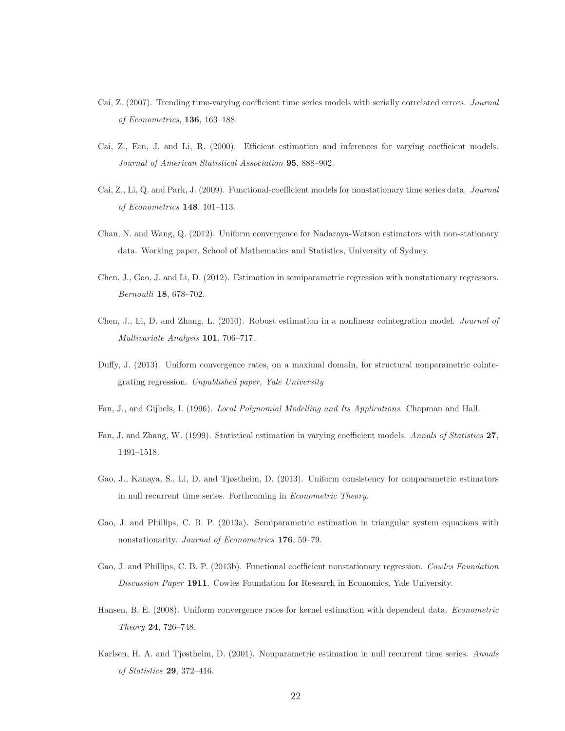Cai, Z. (2007). Trending time-varying coefficient time series models with serially correlated errors. *Journal of Econometrics*, **136**, 163–188.

Cai, Z., Fan, J. and Li, R. (2000). Efficient estimation and inferences for varying–coefficient models. *Journal of American Statistical Association* **95**, 888–902.

Cai, Z., Li, Q. and Park, J. (2009). Functional-coefficient models for nonstationary time series data. *Journal of Econometrics* **148**, 101–113.

Chan, N. and Wang, Q. (2012). Uniform convergence for Nadaraya-Watson estimators with non-stationary data. Working paper, School of Mathematics and Statistics, University of Sydney.

Chen, J., Gao, J. and Li, D. (2012). Estimation in semiparametric regression with nonstationary regressors. *Bernoulli* **18**, 678–702.

Chen, J., Li, D. and Zhang, L. (2010). Robust estimation in a nonlinear cointegration model. *Journal of Multivariate Analysis* **101**, 706–717.

Duffy, J. (2013). Uniform convergence rates, on a maximal domain, for structural nonparametric cointegrating regression. *Unpublished paper, Yale University*

Fan, J., and Gijbels, I. (1996). *Local Polynomial Modelling and Its Applications*. Chapman and Hall.

Fan, J. and Zhang, W. (1999). Statistical estimation in varying coefficient models. *Annals of Statistics* **27**, 1491–1518.

Gao, J., Kanaya, S., Li, D. and Tjøstheim, D. (2013). Uniform consistency for nonparametric estimators in null recurrent time series. Forthcoming in *Econometric Theory*.

Gao, J. and Phillips, C. B. P. (2013a). Semiparametric estimation in triangular system equations with nonstationarity. *Journal of Econometrics* **176**, 59–79.

Gao, J. and Phillips, C. B. P. (2013b). Functional coefficient nonstationary regression. *Cowles Foundation Discussion Paper* **1911**. Cowles Foundation for Research in Economics, Yale University.

Hansen, B. E. (2008). Uniform convergence rates for kernel estimation with dependent data. *Econometric Theory* **24**, 726–748.

Karlsen, H. A. and Tjøstheim, D. (2001). Nonparametric estimation in null recurrent time series. *Annals of Statistics* **29**, 372–416.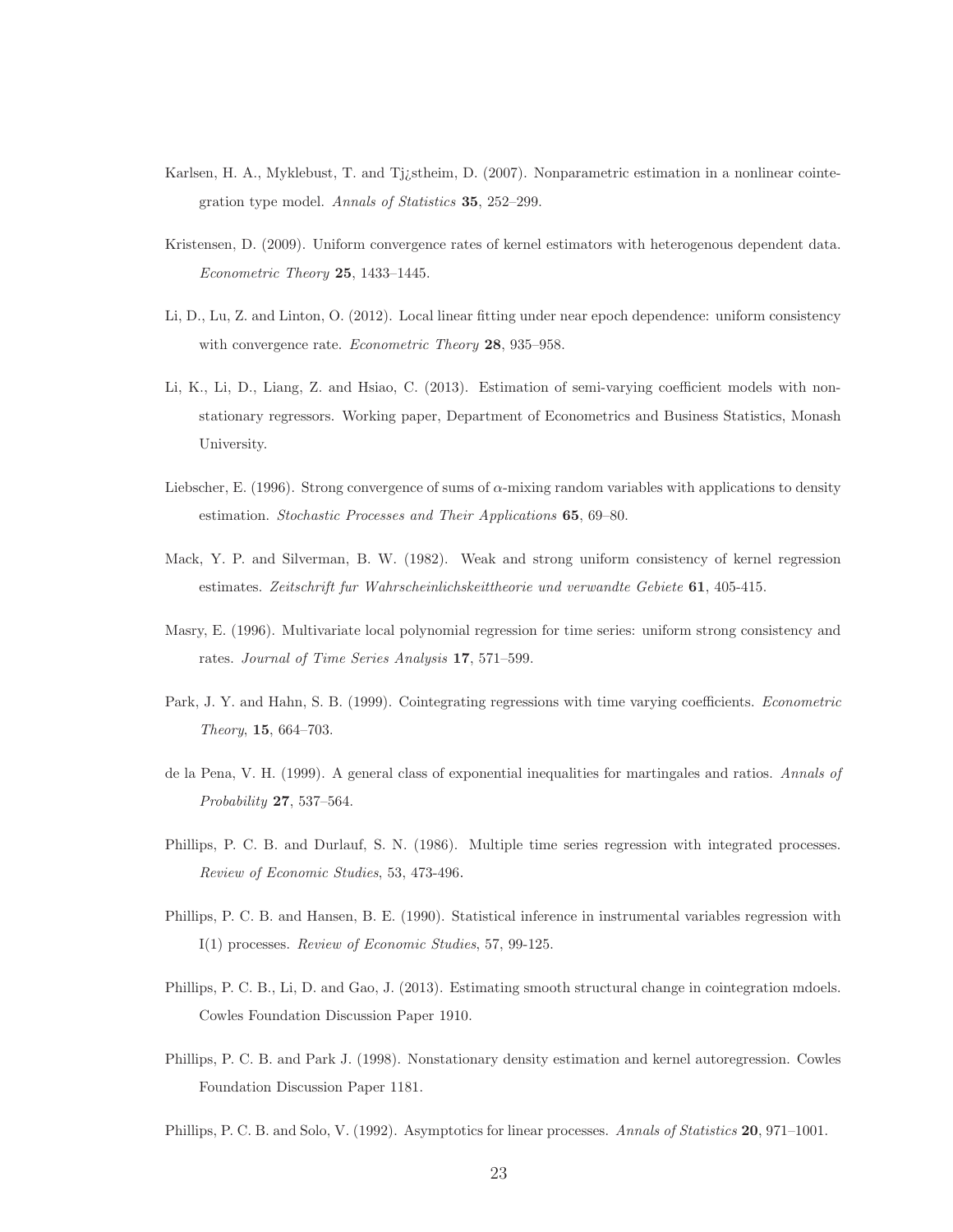Karlsen, H. A., Myklebust, T. and Tj¿stheim, D. (2007). Nonparametric estimation in a nonlinear cointegration type model. *Annals of Statistics* **35**, 252–299.

Kristensen, D. (2009). Uniform convergence rates of kernel estimators with heterogenous dependent data. *Econometric Theory* **25**, 1433–1445.

Li, D., Lu, Z. and Linton, O. (2012). Local linear fitting under near epoch dependence: uniform consistency with convergence rate. *Econometric Theory* **28**, 935–958.

Li, K., Li, D., Liang, Z. and Hsiao, C. (2013). Estimation of semi-varying coefficient models with non-stationary regressors. Working paper, Department of Econometrics and Business Statistics, Monash University.

Liebscher, E. (1996). Strong convergence of sums of $\alpha$-mixing random variables with applications to density estimation. *Stochastic Processes and Their Applications* **65**, 69–80.

Mack, Y. P. and Silverman, B. W. (1982). Weak and strong uniform consistency of kernel regression estimates. *Zeitschrift fur Wahrscheinlichskeittheorie und verwandte Gebiete* **61**, 405-415.

Masry, E. (1996). Multivariate local polynomial regression for time series: uniform strong consistency and rates. *Journal of Time Series Analysis* **17**, 571–599.

Park, J. Y. and Hahn, S. B. (1999). Cointegrating regressions with time varying coefficients. *Econometric Theory*, **15**, 664–703.

de la Pena, V. H. (1999). A general class of exponential inequalities for martingales and ratios. *Annals of Probability* **27**, 537–564.

Phillips, P. C. B. and Durlauf, S. N. (1986). Multiple time series regression with integrated processes. *Review of Economic Studies*, 53, 473-496.

Phillips, P. C. B. and Hansen, B. E. (1990). Statistical inference in instrumental variables regression with I(1) processes. *Review of Economic Studies*, 57, 99-125.

Phillips, P. C. B., Li, D. and Gao, J. (2013). Estimating smooth structural change in cointegration mdoels. Cowles Foundation Discussion Paper 1910.

Phillips, P. C. B. and Park J. (1998). Nonstationary density estimation and kernel autoregression. Cowles Foundation Discussion Paper 1181.

Phillips, P. C. B. and Solo, V. (1992). Asymptotics for linear processes. *Annals of Statistics* **20**, 971–1001.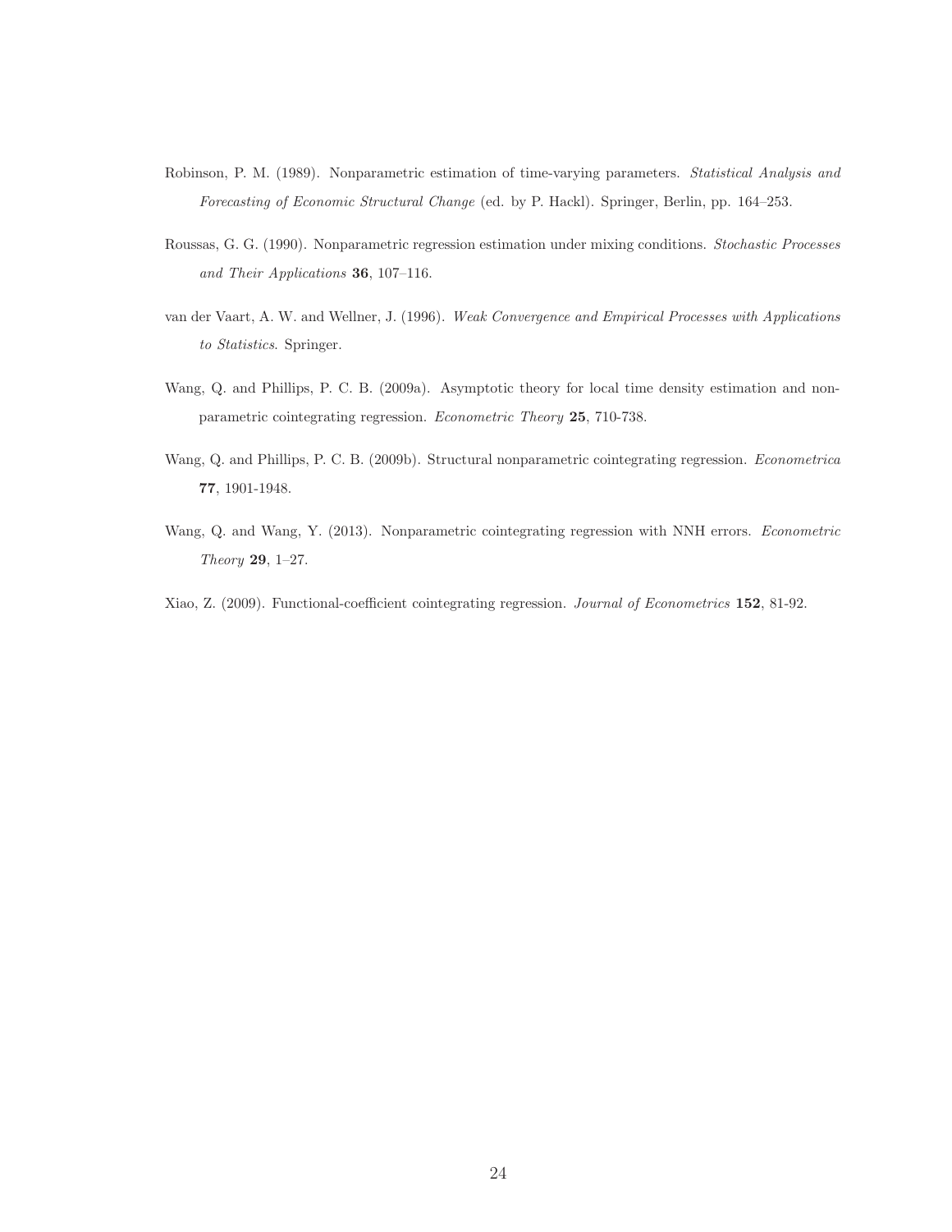Robinson, P. M. (1989). Nonparametric estimation of time-varying parameters. *Statistical Analysis and Forecasting of Economic Structural Change* (ed. by P. Hackl). Springer, Berlin, pp. 164–253.

Roussas, G. G. (1990). Nonparametric regression estimation under mixing conditions. *Stochastic Processes and Their Applications* **36**, 107–116.

van der Vaart, A. W. and Wellner, J. (1996). *Weak Convergence and Empirical Processes with Applications to Statistics*. Springer.

Wang, Q. and Phillips, P. C. B. (2009a). Asymptotic theory for local time density estimation and nonparametric cointegrating regression. *Econometric Theory* **25**, 710-738.

Wang, Q. and Phillips, P. C. B. (2009b). Structural nonparametric cointegrating regression. *Econometrica* **77**, 1901-1948.

Wang, Q. and Wang, Y. (2013). Nonparametric cointegrating regression with NNH errors. *Econometric Theory* **29**, 1–27.

Xiao, Z. (2009). Functional-coefficient cointegrating regression. *Journal of Econometrics* **152**, 81-92.